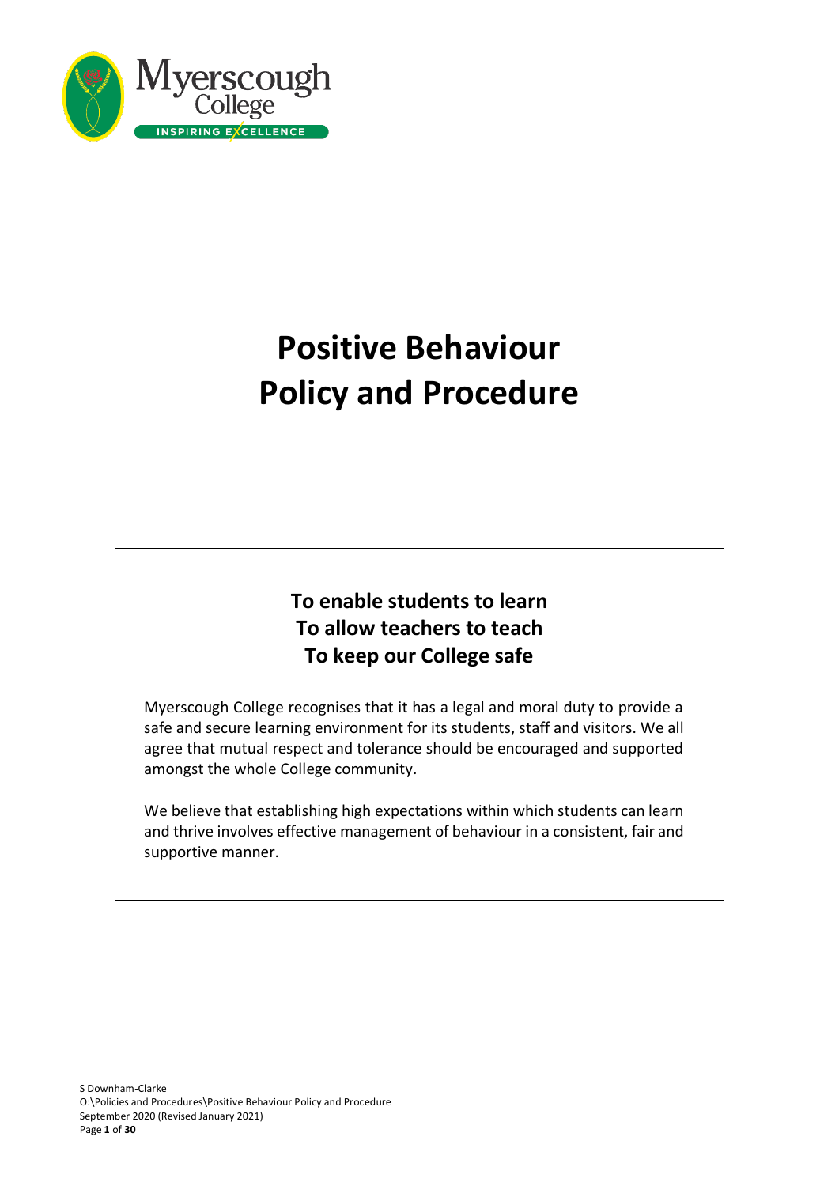# Positive Behaviour Policy and Procedure

**To enable students to learn**
**To allow teachers to teach**
**To keep our College safe**

Myerscough College recognises that it has a legal and moral duty to provide a safe and secure learning environment for its students, staff and visitors. We all agree that mutual respect and tolerance should be encouraged and supported amongst the whole College community.

We believe that establishing high expectations within which students can learn and thrive involves effective management of behaviour in a consistent, fair and supportive manner.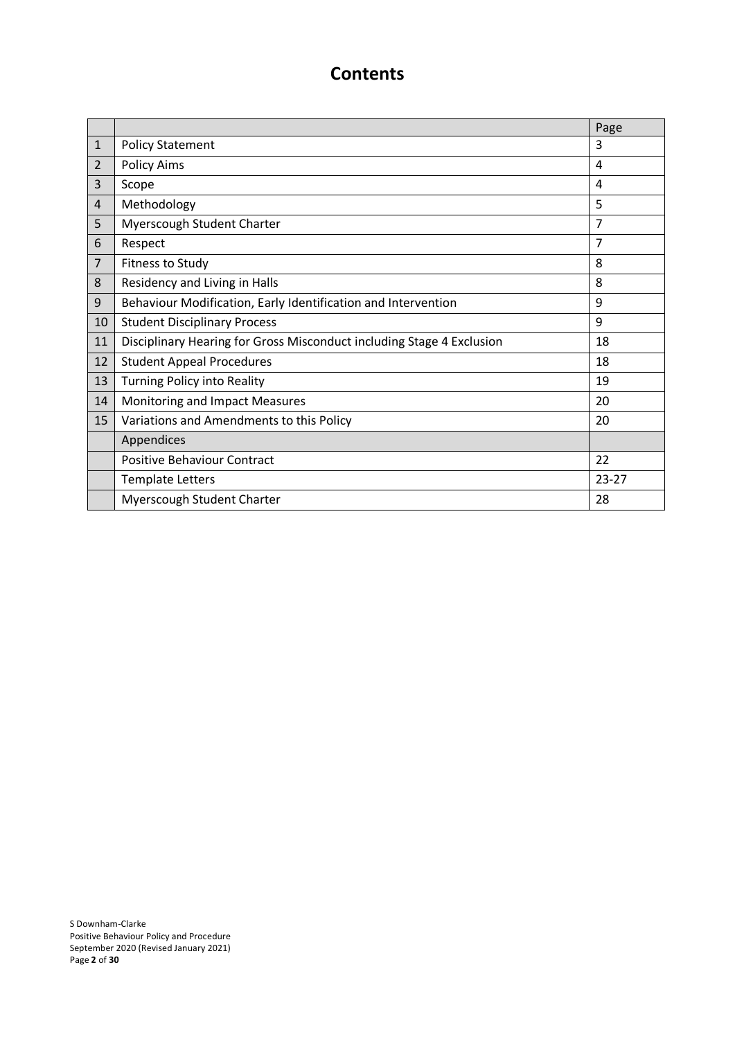# Contents

| | | Page |
|---|---|---|
| 1 | Policy Statement | 3 |
| 2 | Policy Aims | 4 |
| 3 | Scope | 4 |
| 4 | Methodology | 5 |
| 5 | Myerscough Student Charter | 7 |
| 6 | Respect | 7 |
| 7 | Fitness to Study | 8 |
| 8 | Residency and Living in Halls | 8 |
| 9 | Behaviour Modification, Early Identification and Intervention | 9 |
| 10 | Student Disciplinary Process | 9 |
| 11 | Disciplinary Hearing for Gross Misconduct including Stage 4 Exclusion | 18 |
| 12 | Student Appeal Procedures | 18 |
| 13 | Turning Policy into Reality | 19 |
| 14 | Monitoring and Impact Measures | 20 |
| 15 | Variations and Amendments to this Policy | 20 |
| | Appendices | |
| | Positive Behaviour Contract | 22 |
| | Template Letters | 23-27 |
| | Myerscough Student Charter | 28 |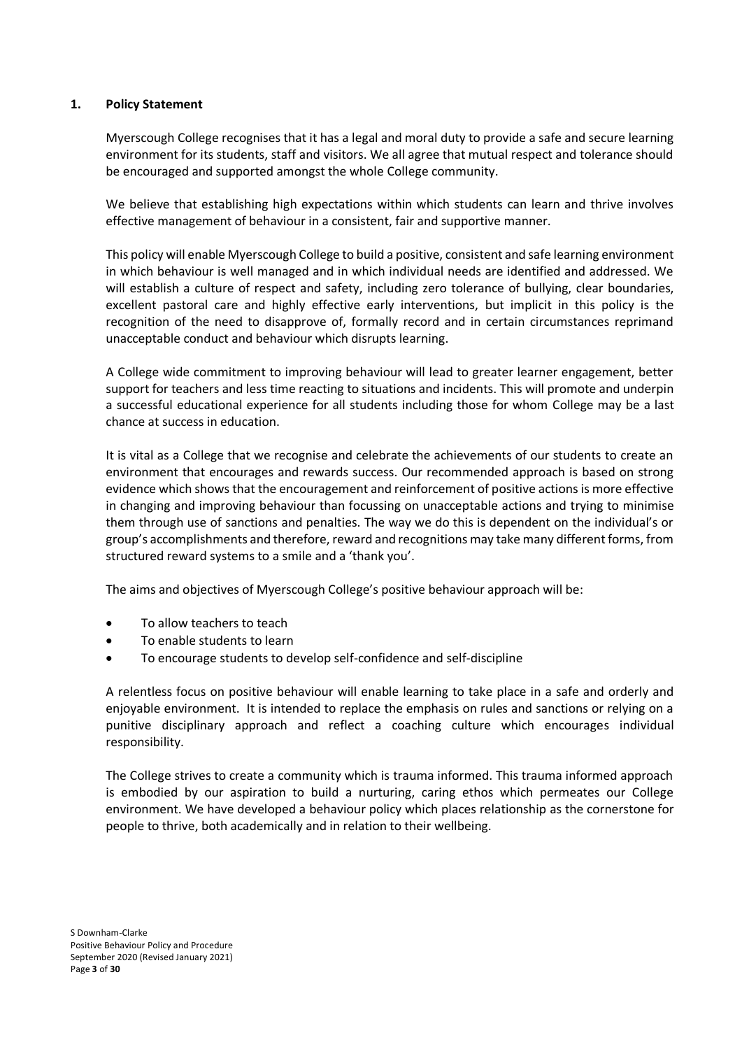## 1. Policy Statement

Myerscough College recognises that it has a legal and moral duty to provide a safe and secure learning environment for its students, staff and visitors. We all agree that mutual respect and tolerance should be encouraged and supported amongst the whole College community.

We believe that establishing high expectations within which students can learn and thrive involves effective management of behaviour in a consistent, fair and supportive manner.

This policy will enable Myerscough College to build a positive, consistent and safe learning environment in which behaviour is well managed and in which individual needs are identified and addressed. We will establish a culture of respect and safety, including zero tolerance of bullying, clear boundaries, excellent pastoral care and highly effective early interventions, but implicit in this policy is the recognition of the need to disapprove of, formally record and in certain circumstances reprimand unacceptable conduct and behaviour which disrupts learning.

A College wide commitment to improving behaviour will lead to greater learner engagement, better support for teachers and less time reacting to situations and incidents. This will promote and underpin a successful educational experience for all students including those for whom College may be a last chance at success in education.

It is vital as a College that we recognise and celebrate the achievements of our students to create an environment that encourages and rewards success. Our recommended approach is based on strong evidence which shows that the encouragement and reinforcement of positive actions is more effective in changing and improving behaviour than focussing on unacceptable actions and trying to minimise them through use of sanctions and penalties. The way we do this is dependent on the individual's or group's accomplishments and therefore, reward and recognitions may take many different forms, from structured reward systems to a smile and a 'thank you'.

The aims and objectives of Myerscough College's positive behaviour approach will be:

- To allow teachers to teach
- To enable students to learn
- To encourage students to develop self-confidence and self-discipline

A relentless focus on positive behaviour will enable learning to take place in a safe and orderly and enjoyable environment. It is intended to replace the emphasis on rules and sanctions or relying on a punitive disciplinary approach and reflect a coaching culture which encourages individual responsibility.

The College strives to create a community which is trauma informed. This trauma informed approach is embodied by our aspiration to build a nurturing, caring ethos which permeates our College environment. We have developed a behaviour policy which places relationship as the cornerstone for people to thrive, both academically and in relation to their wellbeing.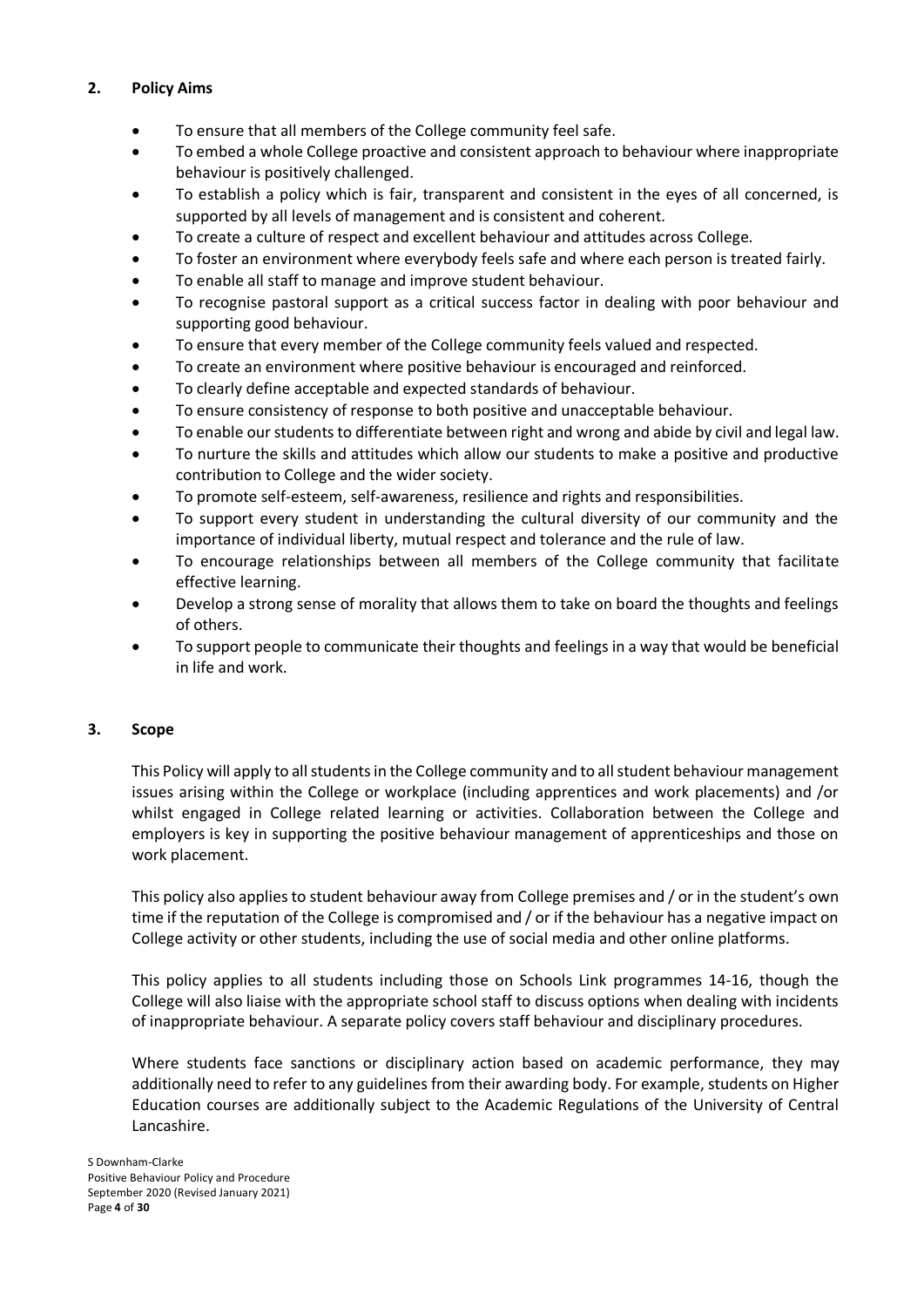## 2. Policy Aims

- To ensure that all members of the College community feel safe.
- To embed a whole College proactive and consistent approach to behaviour where inappropriate behaviour is positively challenged.
- To establish a policy which is fair, transparent and consistent in the eyes of all concerned, is supported by all levels of management and is consistent and coherent.
- To create a culture of respect and excellent behaviour and attitudes across College.
- To foster an environment where everybody feels safe and where each person is treated fairly.
- To enable all staff to manage and improve student behaviour.
- To recognise pastoral support as a critical success factor in dealing with poor behaviour and supporting good behaviour.
- To ensure that every member of the College community feels valued and respected.
- To create an environment where positive behaviour is encouraged and reinforced.
- To clearly define acceptable and expected standards of behaviour.
- To ensure consistency of response to both positive and unacceptable behaviour.
- To enable our students to differentiate between right and wrong and abide by civil and legal law.
- To nurture the skills and attitudes which allow our students to make a positive and productive contribution to College and the wider society.
- To promote self-esteem, self-awareness, resilience and rights and responsibilities.
- To support every student in understanding the cultural diversity of our community and the importance of individual liberty, mutual respect and tolerance and the rule of law.
- To encourage relationships between all members of the College community that facilitate effective learning.
- Develop a strong sense of morality that allows them to take on board the thoughts and feelings of others.
- To support people to communicate their thoughts and feelings in a way that would be beneficial in life and work.

## 3. Scope

This Policy will apply to all students in the College community and to all student behaviour management issues arising within the College or workplace (including apprentices and work placements) and /or whilst engaged in College related learning or activities. Collaboration between the College and employers is key in supporting the positive behaviour management of apprenticeships and those on work placement.

This policy also applies to student behaviour away from College premises and / or in the student's own time if the reputation of the College is compromised and / or if the behaviour has a negative impact on College activity or other students, including the use of social media and other online platforms.

This policy applies to all students including those on Schools Link programmes 14-16, though the College will also liaise with the appropriate school staff to discuss options when dealing with incidents of inappropriate behaviour. A separate policy covers staff behaviour and disciplinary procedures.

Where students face sanctions or disciplinary action based on academic performance, they may additionally need to refer to any guidelines from their awarding body. For example, students on Higher Education courses are additionally subject to the Academic Regulations of the University of Central Lancashire.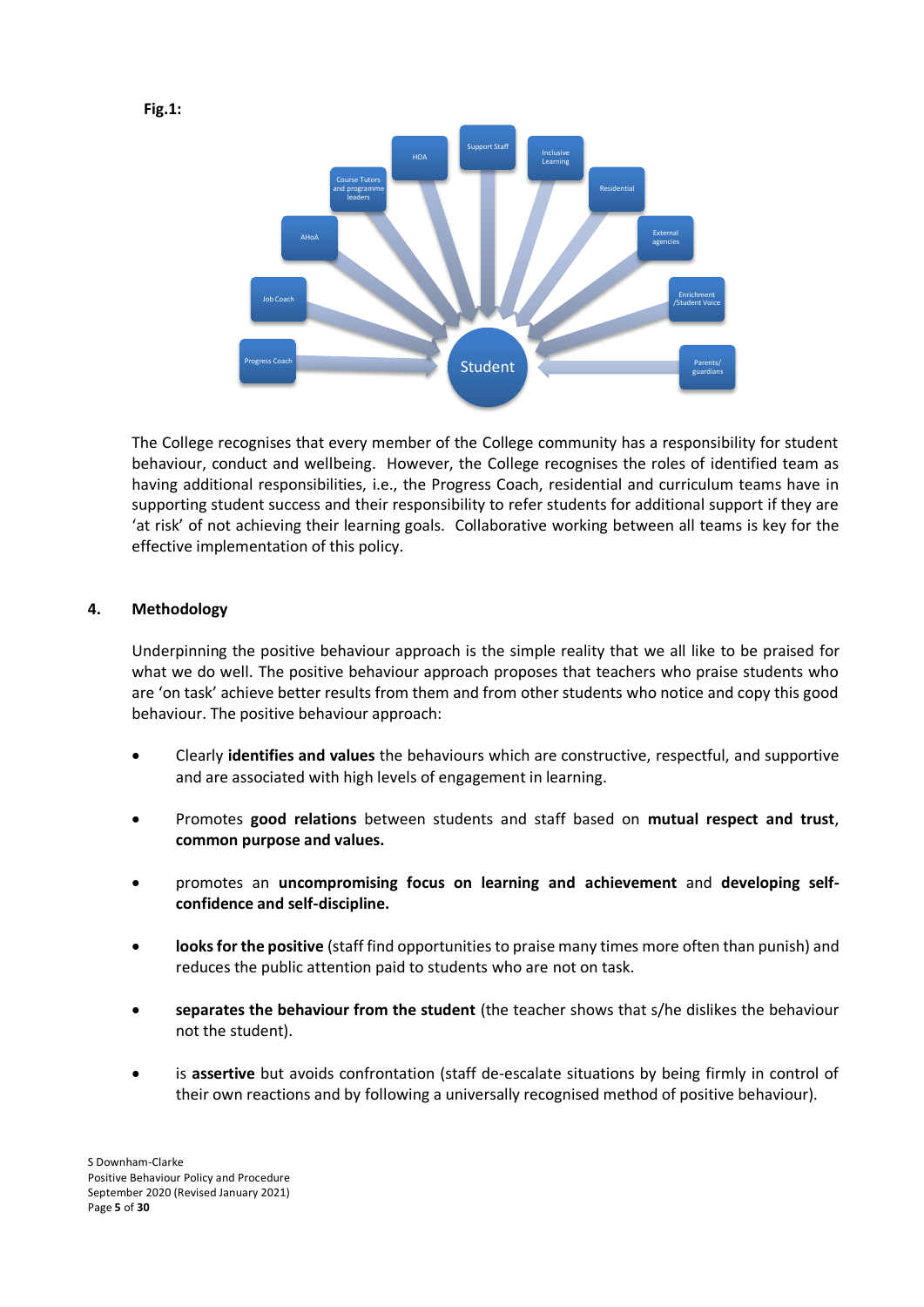**Fig.1:**

Support Staff
HOA
Inclusive Learning
Course Tutors and programme leaders
Residential
AHoA
External agencies
Job Coach
Enrichment /Student Voice
Progress Coach
Student
Parents/ guardians

The College recognises that every member of the College community has a responsibility for student behaviour, conduct and wellbeing. However, the College recognises the roles of identified team as having additional responsibilities, i.e., the Progress Coach, residential and curriculum teams have in supporting student success and their responsibility to refer students for additional support if they are 'at risk' of not achieving their learning goals. Collaborative working between all teams is key for the effective implementation of this policy.

## 4. Methodology

Underpinning the positive behaviour approach is the simple reality that we all like to be praised for what we do well. The positive behaviour approach proposes that teachers who praise students who are 'on task' achieve better results from them and from other students who notice and copy this good behaviour. The positive behaviour approach:

- Clearly **identifies and values** the behaviours which are constructive, respectful, and supportive and are associated with high levels of engagement in learning.
- Promotes **good relations** between students and staff based on **mutual respect and trust**, **common purpose and values.**
- promotes an **uncompromising focus on learning and achievement** and **developing self-confidence and self-discipline.**
- **looks for the positive** (staff find opportunities to praise many times more often than punish) and reduces the public attention paid to students who are not on task.
- **separates the behaviour from the student** (the teacher shows that s/he dislikes the behaviour not the student).
- is **assertive** but avoids confrontation (staff de-escalate situations by being firmly in control of their own reactions and by following a universally recognised method of positive behaviour).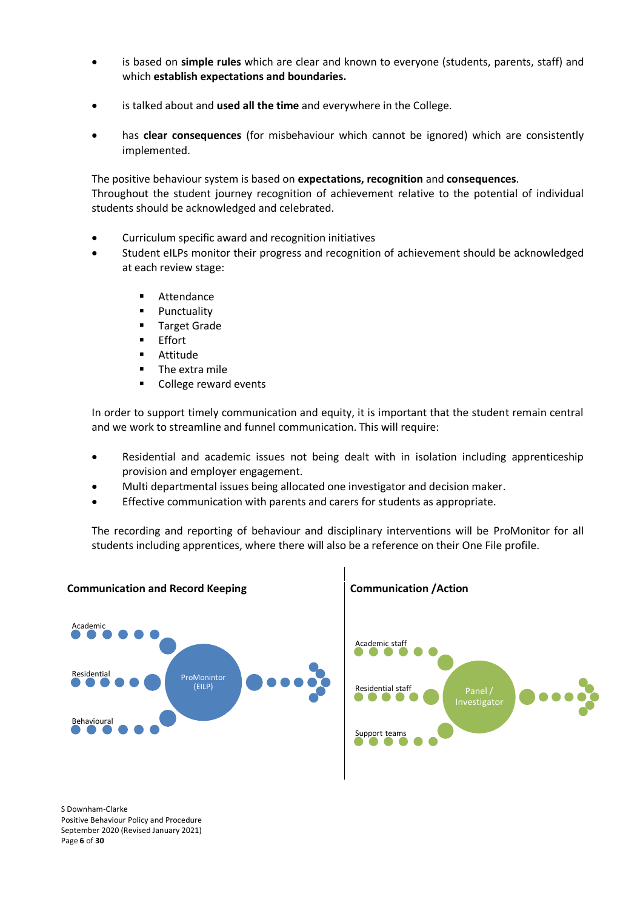- is based on **simple rules** which are clear and known to everyone (students, parents, staff) and which **establish expectations and boundaries.**

- is talked about and **used all the time** and everywhere in the College.

- has **clear consequences** (for misbehaviour which cannot be ignored) which are consistently implemented.

The positive behaviour system is based on **expectations, recognition** and **consequences**.
Throughout the student journey recognition of achievement relative to the potential of individual students should be acknowledged and celebrated.

- Curriculum specific award and recognition initiatives
- Student eILPs monitor their progress and recognition of achievement should be acknowledged at each review stage:
    - Attendance
    - Punctuality
    - Target Grade
    - Effort
    - Attitude
    - The extra mile
    - College reward events

In order to support timely communication and equity, it is important that the student remain central and we work to streamline and funnel communication. This will require:

- Residential and academic issues not being dealt with in isolation including apprenticeship provision and employer engagement.
- Multi departmental issues being allocated one investigator and decision maker.
- Effective communication with parents and carers for students as appropriate.

The recording and reporting of behaviour and disciplinary interventions will be ProMonitor for all students including apprentices, where there will also be a reference on their One File profile.

**Communication and Record Keeping**

Academic
Residential
Behavioural
ProMonitor (EILP)

**Communication /Action**

Academic staff
Residential staff
Support teams
Panel / Investigator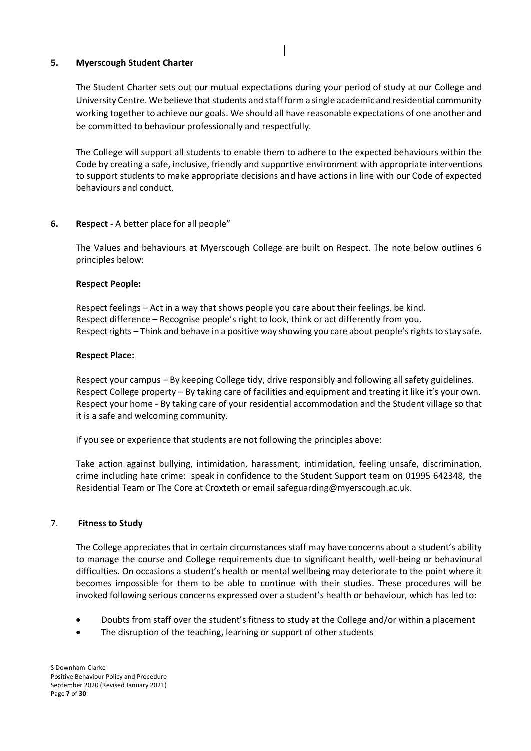## 5. Myerscough Student Charter

The Student Charter sets out our mutual expectations during your period of study at our College and University Centre. We believe that students and staff form a single academic and residential community working together to achieve our goals. We should all have reasonable expectations of one another and be committed to behaviour professionally and respectfully.

The College will support all students to enable them to adhere to the expected behaviours within the Code by creating a safe, inclusive, friendly and supportive environment with appropriate interventions to support students to make appropriate decisions and have actions in line with our Code of expected behaviours and conduct.

## 6. Respect - A better place for all people"

The Values and behaviours at Myerscough College are built on Respect. The note below outlines 6 principles below:

**Respect People:**

Respect feelings – Act in a way that shows people you care about their feelings, be kind.
Respect difference – Recognise people's right to look, think or act differently from you.
Respect rights – Think and behave in a positive way showing you care about people's rights to stay safe.

**Respect Place:**

Respect your campus – By keeping College tidy, drive responsibly and following all safety guidelines.
Respect College property – By taking care of facilities and equipment and treating it like it's your own.
Respect your home - By taking care of your residential accommodation and the Student village so that it is a safe and welcoming community.

If you see or experience that students are not following the principles above:

Take action against bullying, intimidation, harassment, intimidation, feeling unsafe, discrimination, crime including hate crime: speak in confidence to the Student Support team on 01995 642348, the Residential Team or The Core at Croxteth or email safeguarding@myerscough.ac.uk.

## 7. Fitness to Study

The College appreciates that in certain circumstances staff may have concerns about a student's ability to manage the course and College requirements due to significant health, well-being or behavioural difficulties. On occasions a student's health or mental wellbeing may deteriorate to the point where it becomes impossible for them to be able to continue with their studies. These procedures will be invoked following serious concerns expressed over a student's health or behaviour, which has led to:

- Doubts from staff over the student's fitness to study at the College and/or within a placement
- The disruption of the teaching, learning or support of other students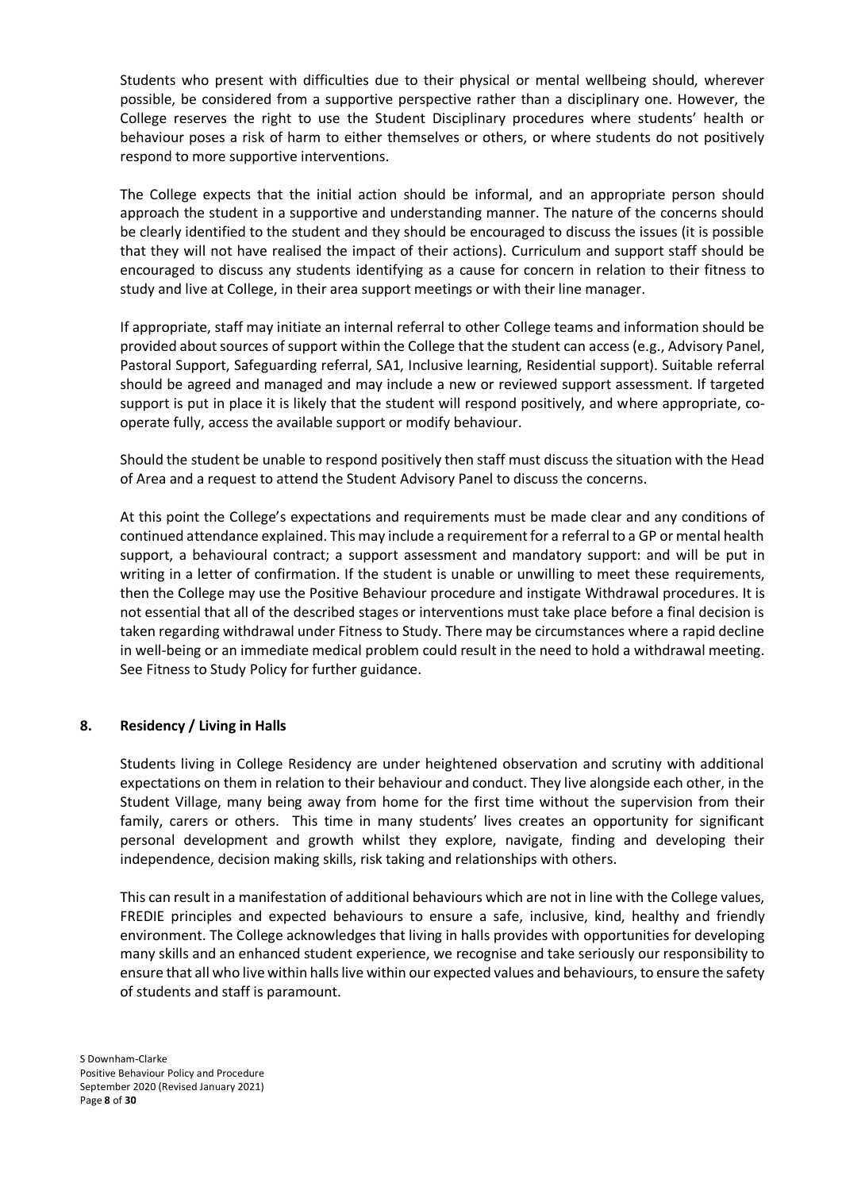Students who present with difficulties due to their physical or mental wellbeing should, wherever possible, be considered from a supportive perspective rather than a disciplinary one. However, the College reserves the right to use the Student Disciplinary procedures where students' health or behaviour poses a risk of harm to either themselves or others, or where students do not positively respond to more supportive interventions.

The College expects that the initial action should be informal, and an appropriate person should approach the student in a supportive and understanding manner. The nature of the concerns should be clearly identified to the student and they should be encouraged to discuss the issues (it is possible that they will not have realised the impact of their actions). Curriculum and support staff should be encouraged to discuss any students identifying as a cause for concern in relation to their fitness to study and live at College, in their area support meetings or with their line manager.

If appropriate, staff may initiate an internal referral to other College teams and information should be provided about sources of support within the College that the student can access (e.g., Advisory Panel, Pastoral Support, Safeguarding referral, SA1, Inclusive learning, Residential support). Suitable referral should be agreed and managed and may include a new or reviewed support assessment. If targeted support is put in place it is likely that the student will respond positively, and where appropriate, co-operate fully, access the available support or modify behaviour.

Should the student be unable to respond positively then staff must discuss the situation with the Head of Area and a request to attend the Student Advisory Panel to discuss the concerns.

At this point the College's expectations and requirements must be made clear and any conditions of continued attendance explained. This may include a requirement for a referral to a GP or mental health support, a behavioural contract; a support assessment and mandatory support: and will be put in writing in a letter of confirmation. If the student is unable or unwilling to meet these requirements, then the College may use the Positive Behaviour procedure and instigate Withdrawal procedures. It is not essential that all of the described stages or interventions must take place before a final decision is taken regarding withdrawal under Fitness to Study. There may be circumstances where a rapid decline in well-being or an immediate medical problem could result in the need to hold a withdrawal meeting. See Fitness to Study Policy for further guidance.

## 8. Residency / Living in Halls

Students living in College Residency are under heightened observation and scrutiny with additional expectations on them in relation to their behaviour and conduct. They live alongside each other, in the Student Village, many being away from home for the first time without the supervision from their family, carers or others. This time in many students' lives creates an opportunity for significant personal development and growth whilst they explore, navigate, finding and developing their independence, decision making skills, risk taking and relationships with others.

This can result in a manifestation of additional behaviours which are not in line with the College values, FREDIE principles and expected behaviours to ensure a safe, inclusive, kind, healthy and friendly environment. The College acknowledges that living in halls provides with opportunities for developing many skills and an enhanced student experience, we recognise and take seriously our responsibility to ensure that all who live within halls live within our expected values and behaviours, to ensure the safety of students and staff is paramount.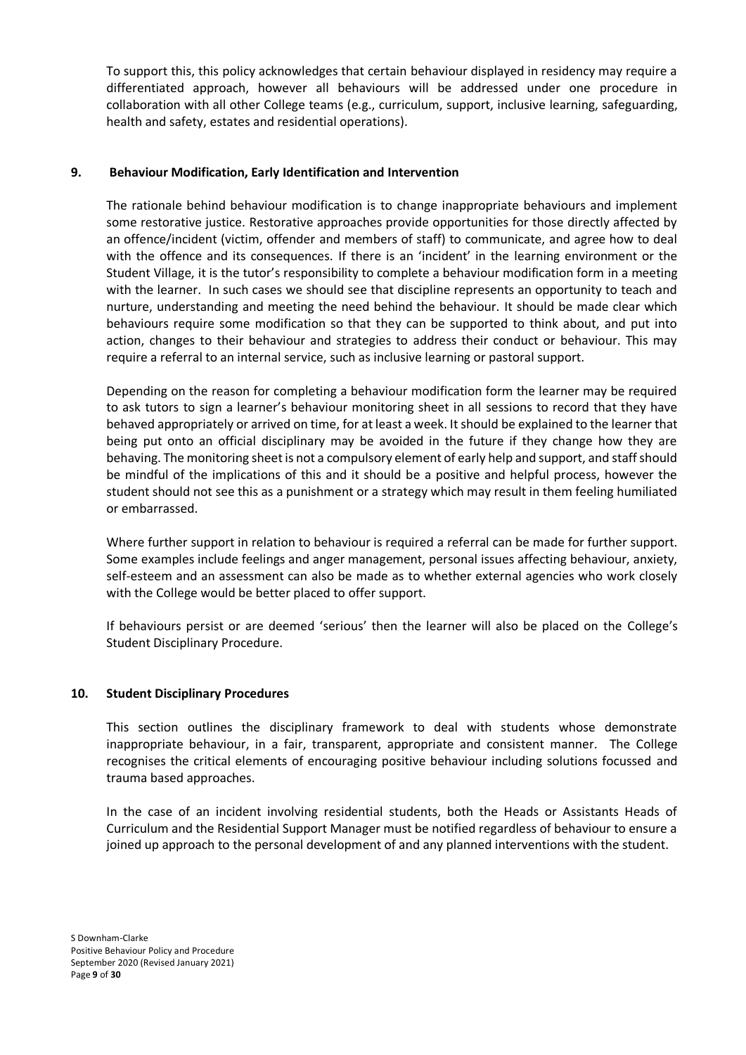To support this, this policy acknowledges that certain behaviour displayed in residency may require a differentiated approach, however all behaviours will be addressed under one procedure in collaboration with all other College teams (e.g., curriculum, support, inclusive learning, safeguarding, health and safety, estates and residential operations).

## 9. Behaviour Modification, Early Identification and Intervention

The rationale behind behaviour modification is to change inappropriate behaviours and implement some restorative justice. Restorative approaches provide opportunities for those directly affected by an offence/incident (victim, offender and members of staff) to communicate, and agree how to deal with the offence and its consequences. If there is an 'incident' in the learning environment or the Student Village, it is the tutor's responsibility to complete a behaviour modification form in a meeting with the learner. In such cases we should see that discipline represents an opportunity to teach and nurture, understanding and meeting the need behind the behaviour. It should be made clear which behaviours require some modification so that they can be supported to think about, and put into action, changes to their behaviour and strategies to address their conduct or behaviour. This may require a referral to an internal service, such as inclusive learning or pastoral support.

Depending on the reason for completing a behaviour modification form the learner may be required to ask tutors to sign a learner's behaviour monitoring sheet in all sessions to record that they have behaved appropriately or arrived on time, for at least a week. It should be explained to the learner that being put onto an official disciplinary may be avoided in the future if they change how they are behaving. The monitoring sheet is not a compulsory element of early help and support, and staff should be mindful of the implications of this and it should be a positive and helpful process, however the student should not see this as a punishment or a strategy which may result in them feeling humiliated or embarrassed.

Where further support in relation to behaviour is required a referral can be made for further support. Some examples include feelings and anger management, personal issues affecting behaviour, anxiety, self-esteem and an assessment can also be made as to whether external agencies who work closely with the College would be better placed to offer support.

If behaviours persist or are deemed 'serious' then the learner will also be placed on the College's Student Disciplinary Procedure.

## 10. Student Disciplinary Procedures

This section outlines the disciplinary framework to deal with students whose demonstrate inappropriate behaviour, in a fair, transparent, appropriate and consistent manner. The College recognises the critical elements of encouraging positive behaviour including solutions focussed and trauma based approaches.

In the case of an incident involving residential students, both the Heads or Assistants Heads of Curriculum and the Residential Support Manager must be notified regardless of behaviour to ensure a joined up approach to the personal development of and any planned interventions with the student.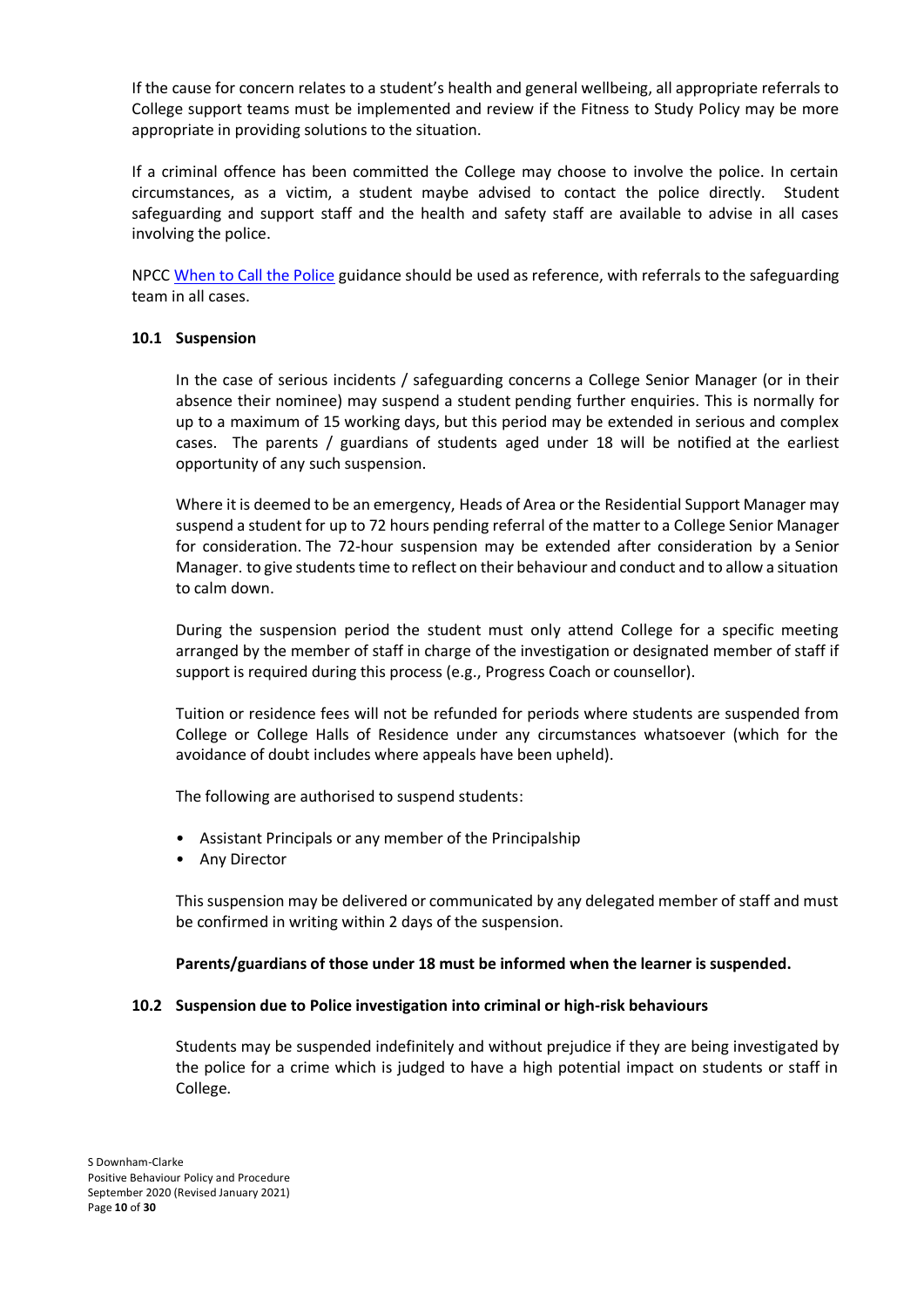If the cause for concern relates to a student's health and general wellbeing, all appropriate referrals to College support teams must be implemented and review if the Fitness to Study Policy may be more appropriate in providing solutions to the situation.

If a criminal offence has been committed the College may choose to involve the police. In certain circumstances, as a victim, a student maybe advised to contact the police directly. Student safeguarding and support staff and the health and safety staff are available to advise in all cases involving the police.

NPCC When to Call the Police guidance should be used as reference, with referrals to the safeguarding team in all cases.

### 10.1 Suspension

In the case of serious incidents / safeguarding concerns a College Senior Manager (or in their absence their nominee) may suspend a student pending further enquiries. This is normally for up to a maximum of 15 working days, but this period may be extended in serious and complex cases. The parents / guardians of students aged under 18 will be notified at the earliest opportunity of any such suspension.

Where it is deemed to be an emergency, Heads of Area or the Residential Support Manager may suspend a student for up to 72 hours pending referral of the matter to a College Senior Manager for consideration. The 72-hour suspension may be extended after consideration by a Senior Manager. to give students time to reflect on their behaviour and conduct and to allow a situation to calm down.

During the suspension period the student must only attend College for a specific meeting arranged by the member of staff in charge of the investigation or designated member of staff if support is required during this process (e.g., Progress Coach or counsellor).

Tuition or residence fees will not be refunded for periods where students are suspended from College or College Halls of Residence under any circumstances whatsoever (which for the avoidance of doubt includes where appeals have been upheld).

The following are authorised to suspend students:

- Assistant Principals or any member of the Principalship
- Any Director

This suspension may be delivered or communicated by any delegated member of staff and must be confirmed in writing within 2 days of the suspension.

**Parents/guardians of those under 18 must be informed when the learner is suspended.**

### 10.2 Suspension due to Police investigation into criminal or high-risk behaviours

Students may be suspended indefinitely and without prejudice if they are being investigated by the police for a crime which is judged to have a high potential impact on students or staff in College.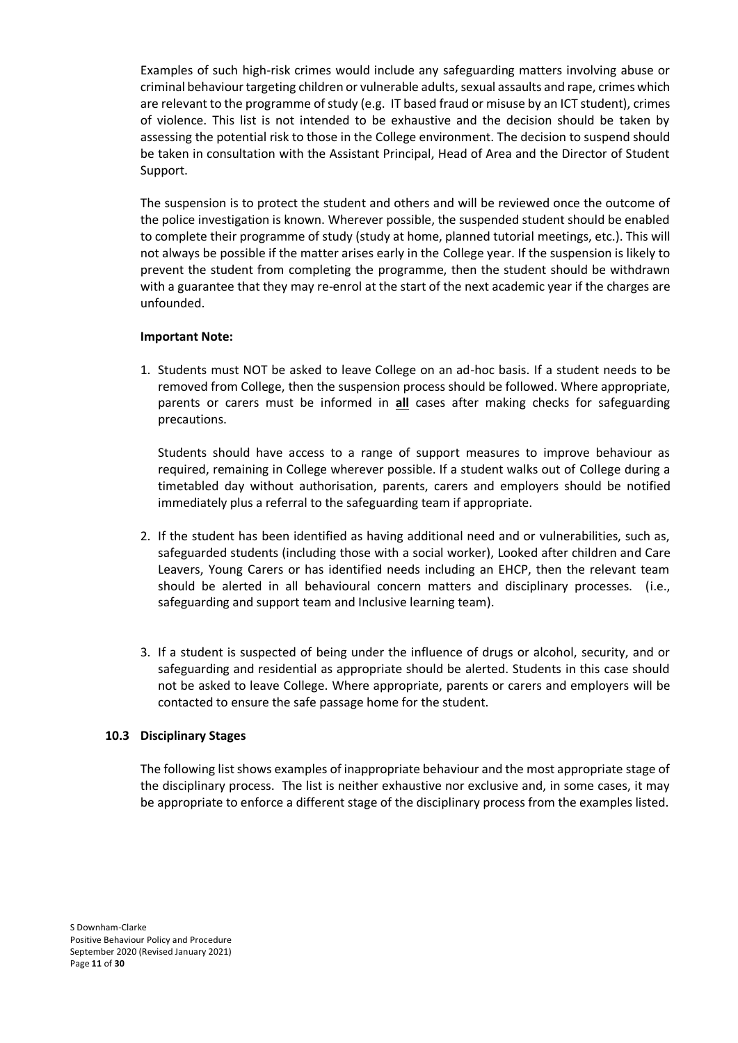Examples of such high-risk crimes would include any safeguarding matters involving abuse or criminal behaviour targeting children or vulnerable adults, sexual assaults and rape, crimes which are relevant to the programme of study (e.g. IT based fraud or misuse by an ICT student), crimes of violence. This list is not intended to be exhaustive and the decision should be taken by assessing the potential risk to those in the College environment. The decision to suspend should be taken in consultation with the Assistant Principal, Head of Area and the Director of Student Support.

The suspension is to protect the student and others and will be reviewed once the outcome of the police investigation is known. Wherever possible, the suspended student should be enabled to complete their programme of study (study at home, planned tutorial meetings, etc.). This will not always be possible if the matter arises early in the College year. If the suspension is likely to prevent the student from completing the programme, then the student should be withdrawn with a guarantee that they may re-enrol at the start of the next academic year if the charges are unfounded.

**Important Note:**

1. Students must NOT be asked to leave College on an ad-hoc basis. If a student needs to be removed from College, then the suspension process should be followed. Where appropriate, parents or carers must be informed in **all** cases after making checks for safeguarding precautions.

   Students should have access to a range of support measures to improve behaviour as required, remaining in College wherever possible. If a student walks out of College during a timetabled day without authorisation, parents, carers and employers should be notified immediately plus a referral to the safeguarding team if appropriate.

2. If the student has been identified as having additional need and or vulnerabilities, such as, safeguarded students (including those with a social worker), Looked after children and Care Leavers, Young Carers or has identified needs including an EHCP, then the relevant team should be alerted in all behavioural concern matters and disciplinary processes. (i.e., safeguarding and support team and Inclusive learning team).

3. If a student is suspected of being under the influence of drugs or alcohol, security, and or safeguarding and residential as appropriate should be alerted. Students in this case should not be asked to leave College. Where appropriate, parents or carers and employers will be contacted to ensure the safe passage home for the student.

### 10.3 Disciplinary Stages

The following list shows examples of inappropriate behaviour and the most appropriate stage of the disciplinary process. The list is neither exhaustive nor exclusive and, in some cases, it may be appropriate to enforce a different stage of the disciplinary process from the examples listed.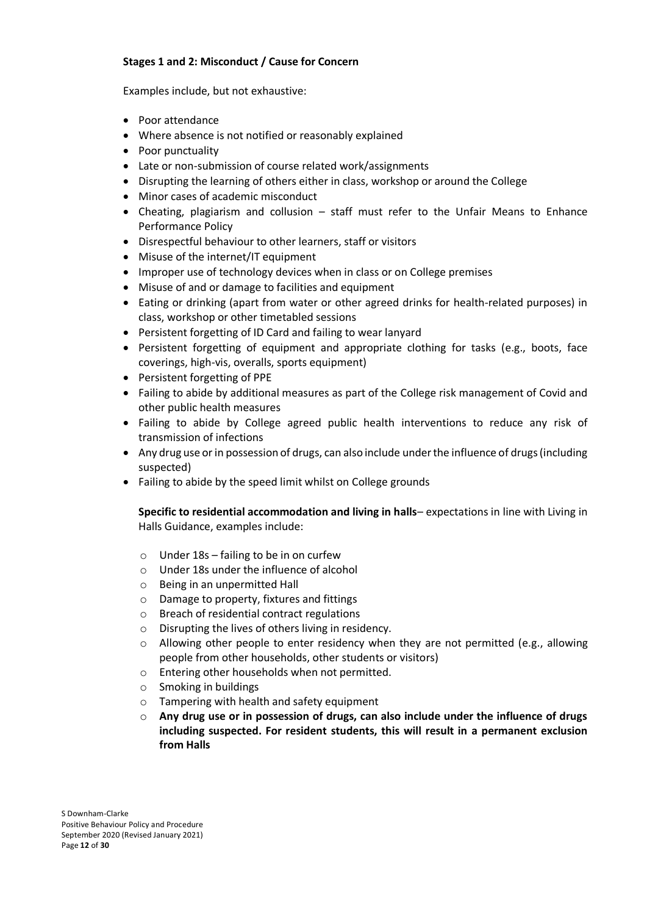**Stages 1 and 2: Misconduct / Cause for Concern**

Examples include, but not exhaustive:

- Poor attendance
- Where absence is not notified or reasonably explained
- Poor punctuality
- Late or non-submission of course related work/assignments
- Disrupting the learning of others either in class, workshop or around the College
- Minor cases of academic misconduct
- Cheating, plagiarism and collusion – staff must refer to the Unfair Means to Enhance Performance Policy
- Disrespectful behaviour to other learners, staff or visitors
- Misuse of the internet/IT equipment
- Improper use of technology devices when in class or on College premises
- Misuse of and or damage to facilities and equipment
- Eating or drinking (apart from water or other agreed drinks for health-related purposes) in class, workshop or other timetabled sessions
- Persistent forgetting of ID Card and failing to wear lanyard
- Persistent forgetting of equipment and appropriate clothing for tasks (e.g., boots, face coverings, high-vis, overalls, sports equipment)
- Persistent forgetting of PPE
- Failing to abide by additional measures as part of the College risk management of Covid and other public health measures
- Failing to abide by College agreed public health interventions to reduce any risk of transmission of infections
- Any drug use or in possession of drugs, can also include under the influence of drugs (including suspected)
- Failing to abide by the speed limit whilst on College grounds

**Specific to residential accommodation and living in halls**– expectations in line with Living in Halls Guidance, examples include:

- Under 18s – failing to be in on curfew
- Under 18s under the influence of alcohol
- Being in an unpermitted Hall
- Damage to property, fixtures and fittings
- Breach of residential contract regulations
- Disrupting the lives of others living in residency.
- Allowing other people to enter residency when they are not permitted (e.g., allowing people from other households, other students or visitors)
- Entering other households when not permitted.
- Smoking in buildings
- Tampering with health and safety equipment
- **Any drug use or in possession of drugs, can also include under the influence of drugs including suspected. For resident students, this will result in a permanent exclusion from Halls**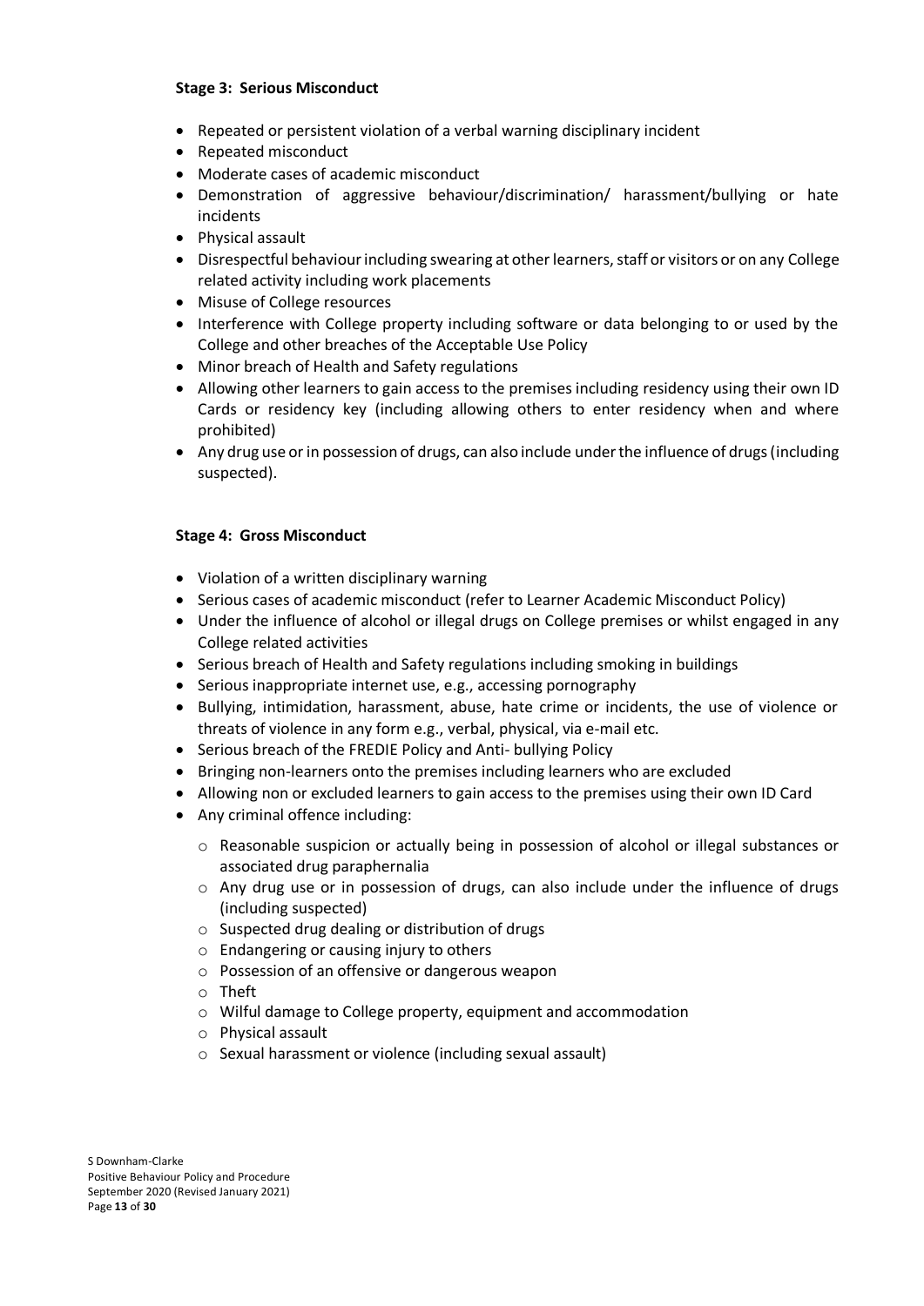**Stage 3: Serious Misconduct**

- Repeated or persistent violation of a verbal warning disciplinary incident
- Repeated misconduct
- Moderate cases of academic misconduct
- Demonstration of aggressive behaviour/discrimination/ harassment/bullying or hate incidents
- Physical assault
- Disrespectful behaviour including swearing at other learners, staff or visitors or on any College related activity including work placements
- Misuse of College resources
- Interference with College property including software or data belonging to or used by the College and other breaches of the Acceptable Use Policy
- Minor breach of Health and Safety regulations
- Allowing other learners to gain access to the premises including residency using their own ID Cards or residency key (including allowing others to enter residency when and where prohibited)
- Any drug use or in possession of drugs, can also include under the influence of drugs (including suspected).

**Stage 4: Gross Misconduct**

- Violation of a written disciplinary warning
- Serious cases of academic misconduct (refer to Learner Academic Misconduct Policy)
- Under the influence of alcohol or illegal drugs on College premises or whilst engaged in any College related activities
- Serious breach of Health and Safety regulations including smoking in buildings
- Serious inappropriate internet use, e.g., accessing pornography
- Bullying, intimidation, harassment, abuse, hate crime or incidents, the use of violence or threats of violence in any form e.g., verbal, physical, via e-mail etc.
- Serious breach of the FREDIE Policy and Anti- bullying Policy
- Bringing non-learners onto the premises including learners who are excluded
- Allowing non or excluded learners to gain access to the premises using their own ID Card
- Any criminal offence including:
  - Reasonable suspicion or actually being in possession of alcohol or illegal substances or associated drug paraphernalia
  - Any drug use or in possession of drugs, can also include under the influence of drugs (including suspected)
  - Suspected drug dealing or distribution of drugs
  - Endangering or causing injury to others
  - Possession of an offensive or dangerous weapon
  - Theft
  - Wilful damage to College property, equipment and accommodation
  - Physical assault
  - Sexual harassment or violence (including sexual assault)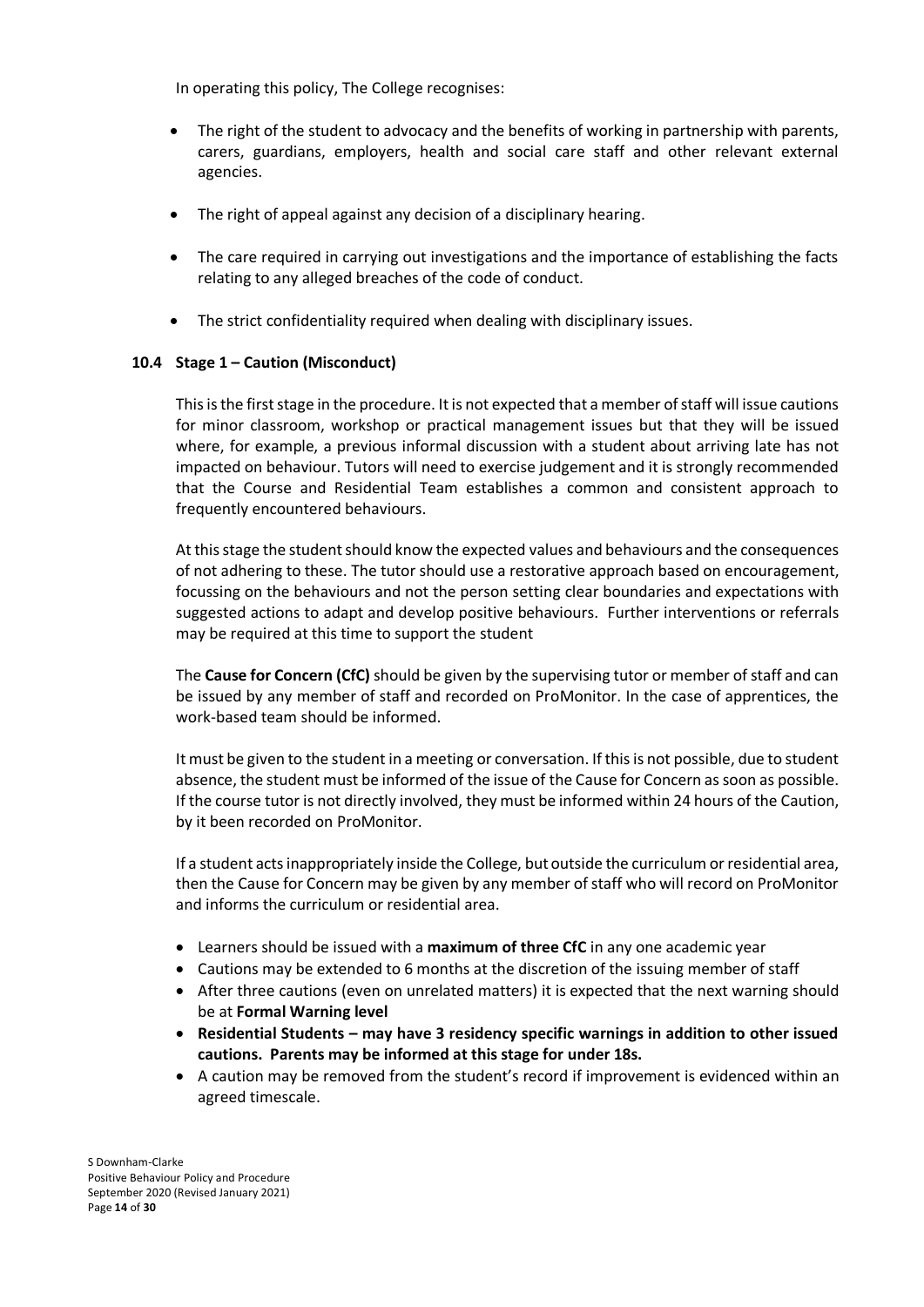In operating this policy, The College recognises:

- The right of the student to advocacy and the benefits of working in partnership with parents, carers, guardians, employers, health and social care staff and other relevant external agencies.
- The right of appeal against any decision of a disciplinary hearing.
- The care required in carrying out investigations and the importance of establishing the facts relating to any alleged breaches of the code of conduct.
- The strict confidentiality required when dealing with disciplinary issues.

### 10.4 Stage 1 – Caution (Misconduct)

This is the first stage in the procedure. It is not expected that a member of staff will issue cautions for minor classroom, workshop or practical management issues but that they will be issued where, for example, a previous informal discussion with a student about arriving late has not impacted on behaviour. Tutors will need to exercise judgement and it is strongly recommended that the Course and Residential Team establishes a common and consistent approach to frequently encountered behaviours.

At this stage the student should know the expected values and behaviours and the consequences of not adhering to these. The tutor should use a restorative approach based on encouragement, focussing on the behaviours and not the person setting clear boundaries and expectations with suggested actions to adapt and develop positive behaviours. Further interventions or referrals may be required at this time to support the student

The **Cause for Concern (CfC)** should be given by the supervising tutor or member of staff and can be issued by any member of staff and recorded on ProMonitor. In the case of apprentices, the work-based team should be informed.

It must be given to the student in a meeting or conversation. If this is not possible, due to student absence, the student must be informed of the issue of the Cause for Concern as soon as possible. If the course tutor is not directly involved, they must be informed within 24 hours of the Caution, by it been recorded on ProMonitor.

If a student acts inappropriately inside the College, but outside the curriculum or residential area, then the Cause for Concern may be given by any member of staff who will record on ProMonitor and informs the curriculum or residential area.

- Learners should be issued with a **maximum of three CfC** in any one academic year
- Cautions may be extended to 6 months at the discretion of the issuing member of staff
- After three cautions (even on unrelated matters) it is expected that the next warning should be at **Formal Warning level**
- **Residential Students – may have 3 residency specific warnings in addition to other issued cautions. Parents may be informed at this stage for under 18s.**
- A caution may be removed from the student's record if improvement is evidenced within an agreed timescale.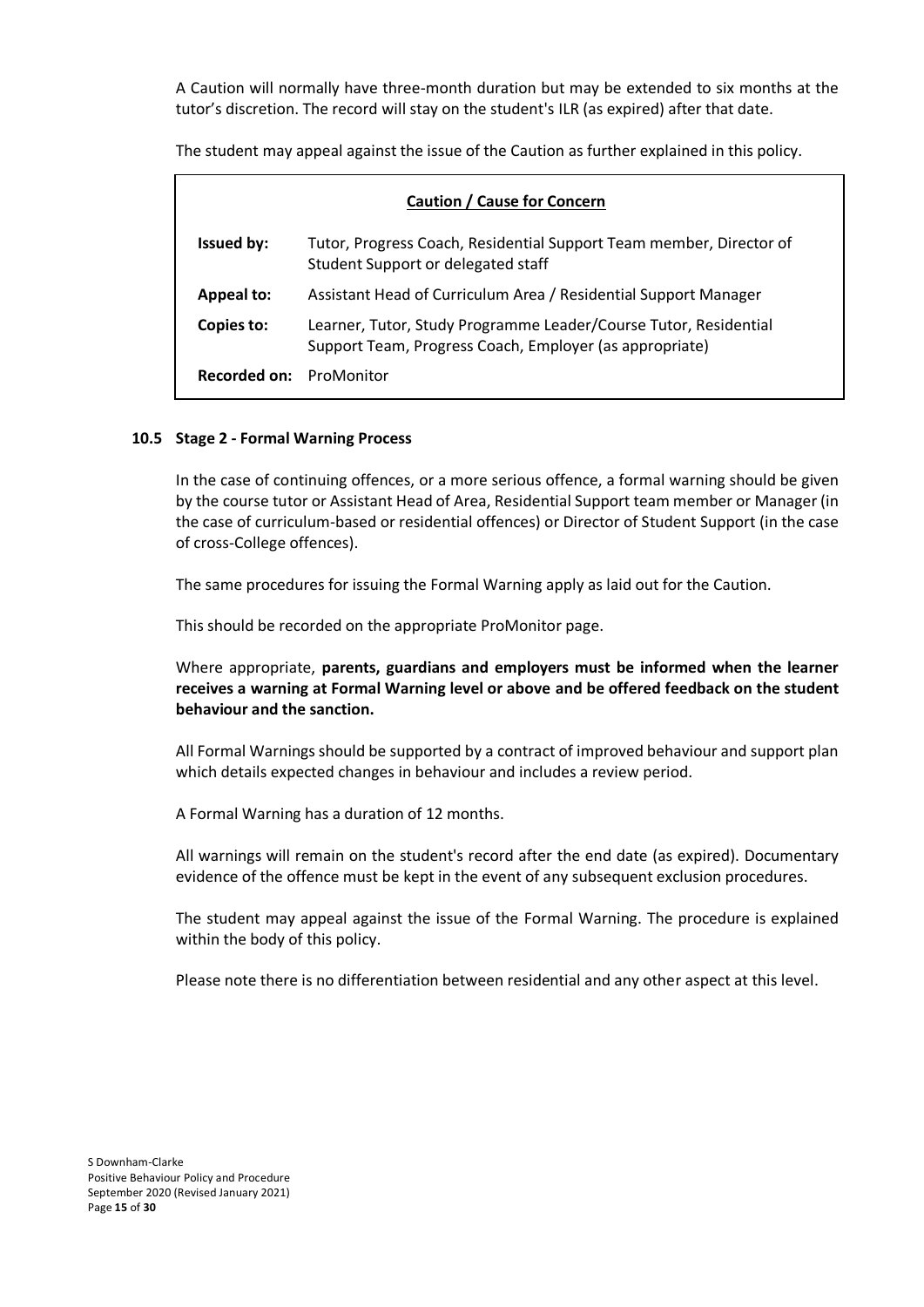A Caution will normally have three-month duration but may be extended to six months at the tutor's discretion. The record will stay on the student's ILR (as expired) after that date.

The student may appeal against the issue of the Caution as further explained in this policy.

| **Caution / Cause for Concern** | |
|---|---|
| **Issued by:** | Tutor, Progress Coach, Residential Support Team member, Director of Student Support or delegated staff |
| **Appeal to:** | Assistant Head of Curriculum Area / Residential Support Manager |
| **Copies to:** | Learner, Tutor, Study Programme Leader/Course Tutor, Residential Support Team, Progress Coach, Employer (as appropriate) |
| **Recorded on:** | ProMonitor |

### 10.5 Stage 2 - Formal Warning Process

In the case of continuing offences, or a more serious offence, a formal warning should be given by the course tutor or Assistant Head of Area, Residential Support team member or Manager (in the case of curriculum-based or residential offences) or Director of Student Support (in the case of cross-College offences).

The same procedures for issuing the Formal Warning apply as laid out for the Caution.

This should be recorded on the appropriate ProMonitor page.

Where appropriate, **parents, guardians and employers must be informed when the learner receives a warning at Formal Warning level or above and be offered feedback on the student behaviour and the sanction.**

All Formal Warnings should be supported by a contract of improved behaviour and support plan which details expected changes in behaviour and includes a review period.

A Formal Warning has a duration of 12 months.

All warnings will remain on the student's record after the end date (as expired). Documentary evidence of the offence must be kept in the event of any subsequent exclusion procedures.

The student may appeal against the issue of the Formal Warning. The procedure is explained within the body of this policy.

Please note there is no differentiation between residential and any other aspect at this level.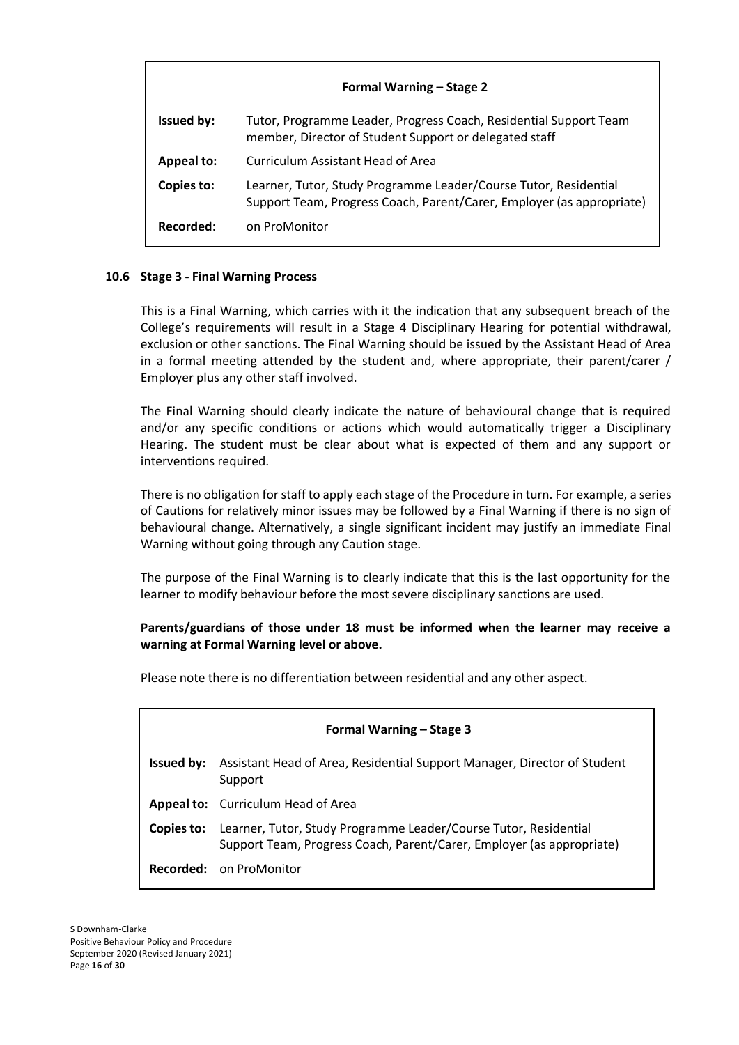| Formal Warning – Stage 2 | |
|---|---|
| **Issued by:** | Tutor, Programme Leader, Progress Coach, Residential Support Team member, Director of Student Support or delegated staff |
| **Appeal to:** | Curriculum Assistant Head of Area |
| **Copies to:** | Learner, Tutor, Study Programme Leader/Course Tutor, Residential Support Team, Progress Coach, Parent/Carer, Employer (as appropriate) |
| **Recorded:** | on ProMonitor |

### 10.6 Stage 3 - Final Warning Process

This is a Final Warning, which carries with it the indication that any subsequent breach of the College's requirements will result in a Stage 4 Disciplinary Hearing for potential withdrawal, exclusion or other sanctions. The Final Warning should be issued by the Assistant Head of Area in a formal meeting attended by the student and, where appropriate, their parent/carer / Employer plus any other staff involved.

The Final Warning should clearly indicate the nature of behavioural change that is required and/or any specific conditions or actions which would automatically trigger a Disciplinary Hearing. The student must be clear about what is expected of them and any support or interventions required.

There is no obligation for staff to apply each stage of the Procedure in turn. For example, a series of Cautions for relatively minor issues may be followed by a Final Warning if there is no sign of behavioural change. Alternatively, a single significant incident may justify an immediate Final Warning without going through any Caution stage.

The purpose of the Final Warning is to clearly indicate that this is the last opportunity for the learner to modify behaviour before the most severe disciplinary sanctions are used.

**Parents/guardians of those under 18 must be informed when the learner may receive a warning at Formal Warning level or above.**

Please note there is no differentiation between residential and any other aspect.

| Formal Warning – Stage 3 | |
|---|---|
| **Issued by:** | Assistant Head of Area, Residential Support Manager, Director of Student Support |
| **Appeal to:** | Curriculum Head of Area |
| **Copies to:** | Learner, Tutor, Study Programme Leader/Course Tutor, Residential Support Team, Progress Coach, Parent/Carer, Employer (as appropriate) |
| **Recorded:** | on ProMonitor |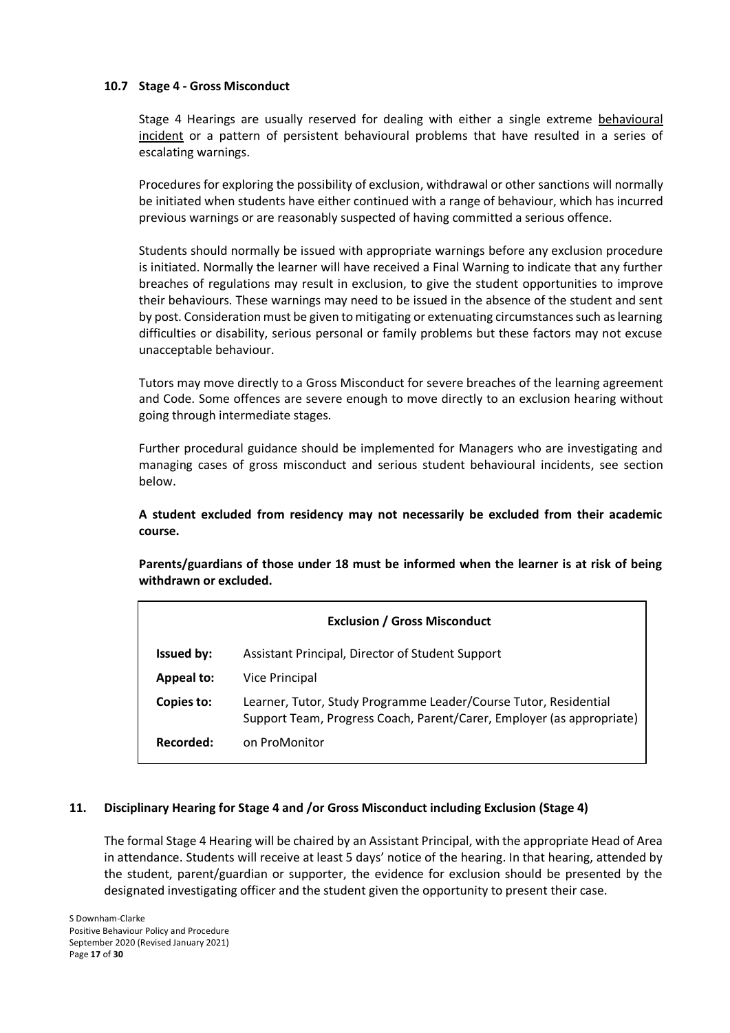### 10.7 Stage 4 - Gross Misconduct

Stage 4 Hearings are usually reserved for dealing with either a single extreme behavioural incident or a pattern of persistent behavioural problems that have resulted in a series of escalating warnings.

Procedures for exploring the possibility of exclusion, withdrawal or other sanctions will normally be initiated when students have either continued with a range of behaviour, which has incurred previous warnings or are reasonably suspected of having committed a serious offence.

Students should normally be issued with appropriate warnings before any exclusion procedure is initiated. Normally the learner will have received a Final Warning to indicate that any further breaches of regulations may result in exclusion, to give the student opportunities to improve their behaviours. These warnings may need to be issued in the absence of the student and sent by post. Consideration must be given to mitigating or extenuating circumstances such as learning difficulties or disability, serious personal or family problems but these factors may not excuse unacceptable behaviour.

Tutors may move directly to a Gross Misconduct for severe breaches of the learning agreement and Code. Some offences are severe enough to move directly to an exclusion hearing without going through intermediate stages.

Further procedural guidance should be implemented for Managers who are investigating and managing cases of gross misconduct and serious student behavioural incidents, see section below.

**A student excluded from residency may not necessarily be excluded from their academic course.**

**Parents/guardians of those under 18 must be informed when the learner is at risk of being withdrawn or excluded.**

| **Exclusion / Gross Misconduct** | |
|---|---|
| **Issued by:** | Assistant Principal, Director of Student Support |
| **Appeal to:** | Vice Principal |
| **Copies to:** | Learner, Tutor, Study Programme Leader/Course Tutor, Residential Support Team, Progress Coach, Parent/Carer, Employer (as appropriate) |
| **Recorded:** | on ProMonitor |

## 11. Disciplinary Hearing for Stage 4 and /or Gross Misconduct including Exclusion (Stage 4)

The formal Stage 4 Hearing will be chaired by an Assistant Principal, with the appropriate Head of Area in attendance. Students will receive at least 5 days' notice of the hearing. In that hearing, attended by the student, parent/guardian or supporter, the evidence for exclusion should be presented by the designated investigating officer and the student given the opportunity to present their case.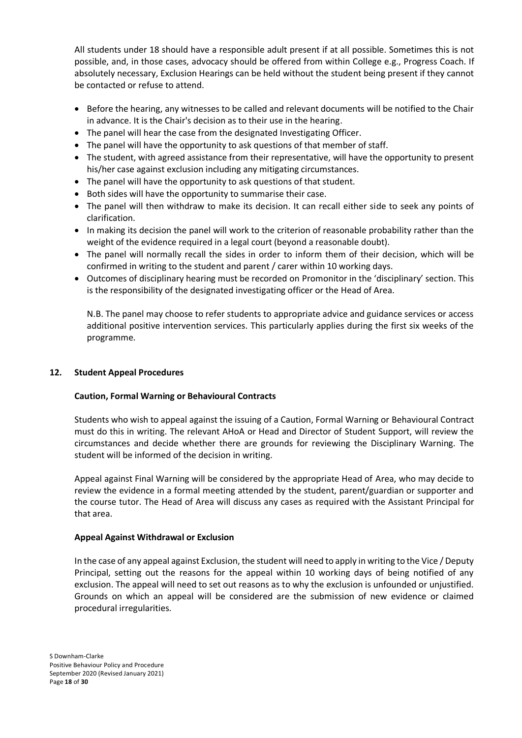All students under 18 should have a responsible adult present if at all possible. Sometimes this is not possible, and, in those cases, advocacy should be offered from within College e.g., Progress Coach. If absolutely necessary, Exclusion Hearings can be held without the student being present if they cannot be contacted or refuse to attend.

- Before the hearing, any witnesses to be called and relevant documents will be notified to the Chair in advance. It is the Chair's decision as to their use in the hearing.
- The panel will hear the case from the designated Investigating Officer.
- The panel will have the opportunity to ask questions of that member of staff.
- The student, with agreed assistance from their representative, will have the opportunity to present his/her case against exclusion including any mitigating circumstances.
- The panel will have the opportunity to ask questions of that student.
- Both sides will have the opportunity to summarise their case.
- The panel will then withdraw to make its decision. It can recall either side to seek any points of clarification.
- In making its decision the panel will work to the criterion of reasonable probability rather than the weight of the evidence required in a legal court (beyond a reasonable doubt).
- The panel will normally recall the sides in order to inform them of their decision, which will be confirmed in writing to the student and parent / carer within 10 working days.
- Outcomes of disciplinary hearing must be recorded on Promonitor in the 'disciplinary' section. This is the responsibility of the designated investigating officer or the Head of Area.

N.B. The panel may choose to refer students to appropriate advice and guidance services or access additional positive intervention services. This particularly applies during the first six weeks of the programme.

## 12. Student Appeal Procedures

### Caution, Formal Warning or Behavioural Contracts

Students who wish to appeal against the issuing of a Caution, Formal Warning or Behavioural Contract must do this in writing. The relevant AHoA or Head and Director of Student Support, will review the circumstances and decide whether there are grounds for reviewing the Disciplinary Warning. The student will be informed of the decision in writing.

Appeal against Final Warning will be considered by the appropriate Head of Area, who may decide to review the evidence in a formal meeting attended by the student, parent/guardian or supporter and the course tutor. The Head of Area will discuss any cases as required with the Assistant Principal for that area.

### Appeal Against Withdrawal or Exclusion

In the case of any appeal against Exclusion, the student will need to apply in writing to the Vice / Deputy Principal, setting out the reasons for the appeal within 10 working days of being notified of any exclusion. The appeal will need to set out reasons as to why the exclusion is unfounded or unjustified. Grounds on which an appeal will be considered are the submission of new evidence or claimed procedural irregularities.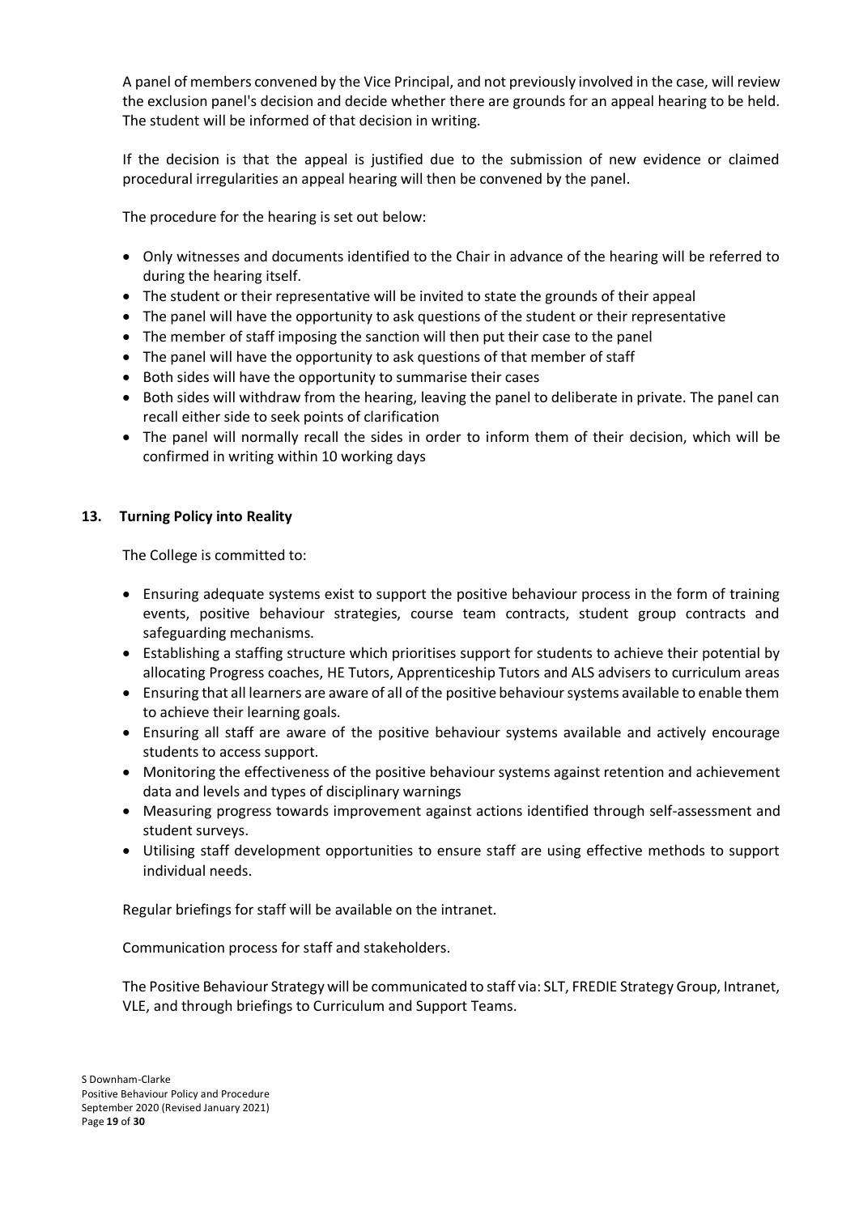A panel of members convened by the Vice Principal, and not previously involved in the case, will review the exclusion panel's decision and decide whether there are grounds for an appeal hearing to be held. The student will be informed of that decision in writing.

If the decision is that the appeal is justified due to the submission of new evidence or claimed procedural irregularities an appeal hearing will then be convened by the panel.

The procedure for the hearing is set out below:

- Only witnesses and documents identified to the Chair in advance of the hearing will be referred to during the hearing itself.
- The student or their representative will be invited to state the grounds of their appeal
- The panel will have the opportunity to ask questions of the student or their representative
- The member of staff imposing the sanction will then put their case to the panel
- The panel will have the opportunity to ask questions of that member of staff
- Both sides will have the opportunity to summarise their cases
- Both sides will withdraw from the hearing, leaving the panel to deliberate in private. The panel can recall either side to seek points of clarification
- The panel will normally recall the sides in order to inform them of their decision, which will be confirmed in writing within 10 working days

## 13. Turning Policy into Reality

The College is committed to:

- Ensuring adequate systems exist to support the positive behaviour process in the form of training events, positive behaviour strategies, course team contracts, student group contracts and safeguarding mechanisms.
- Establishing a staffing structure which prioritises support for students to achieve their potential by allocating Progress coaches, HE Tutors, Apprenticeship Tutors and ALS advisers to curriculum areas
- Ensuring that all learners are aware of all of the positive behaviour systems available to enable them to achieve their learning goals.
- Ensuring all staff are aware of the positive behaviour systems available and actively encourage students to access support.
- Monitoring the effectiveness of the positive behaviour systems against retention and achievement data and levels and types of disciplinary warnings
- Measuring progress towards improvement against actions identified through self-assessment and student surveys.
- Utilising staff development opportunities to ensure staff are using effective methods to support individual needs.

Regular briefings for staff will be available on the intranet.

Communication process for staff and stakeholders.

The Positive Behaviour Strategy will be communicated to staff via: SLT, FREDIE Strategy Group, Intranet, VLE, and through briefings to Curriculum and Support Teams.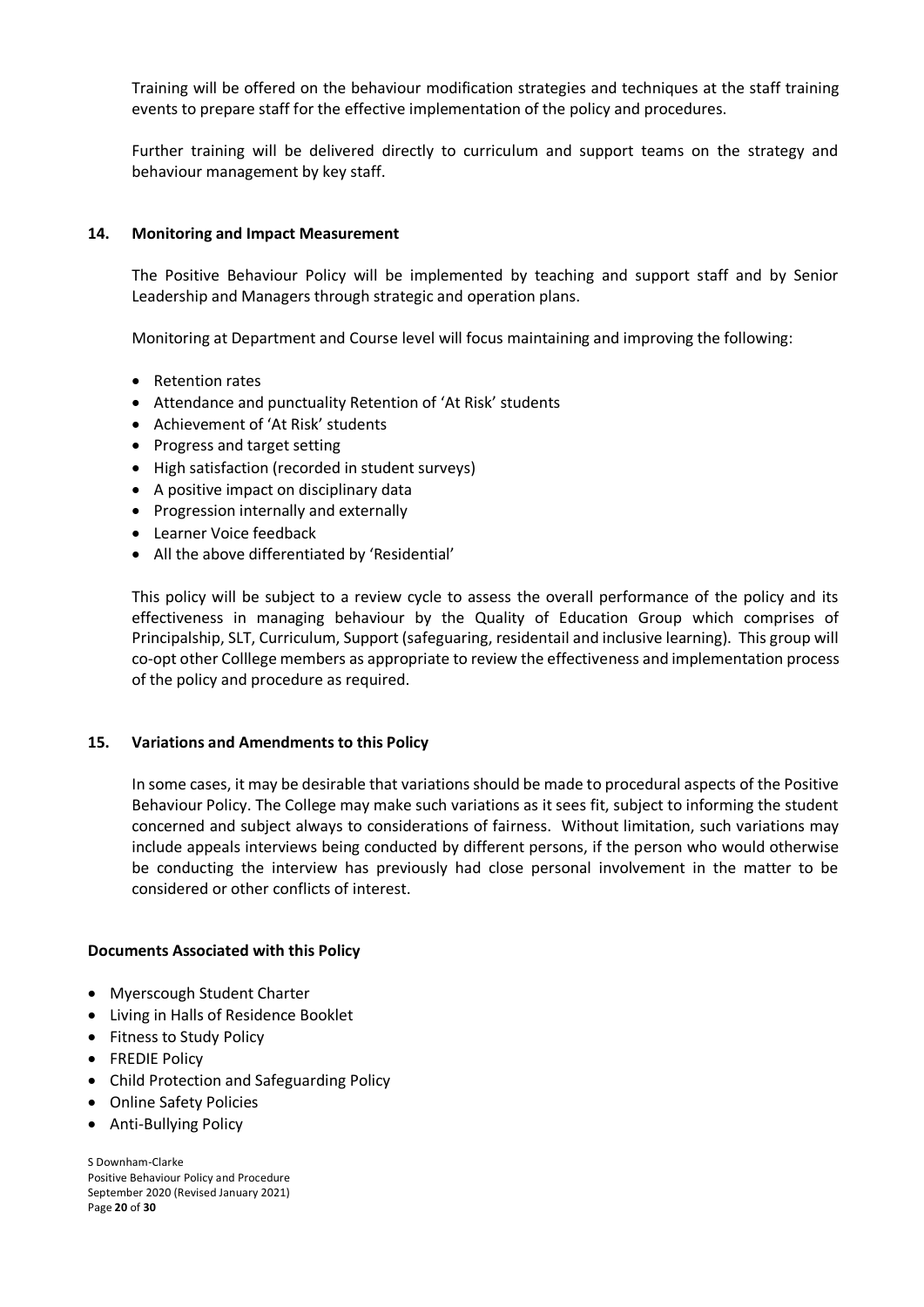Training will be offered on the behaviour modification strategies and techniques at the staff training events to prepare staff for the effective implementation of the policy and procedures.

Further training will be delivered directly to curriculum and support teams on the strategy and behaviour management by key staff.

## 14. Monitoring and Impact Measurement

The Positive Behaviour Policy will be implemented by teaching and support staff and by Senior Leadership and Managers through strategic and operation plans.

Monitoring at Department and Course level will focus maintaining and improving the following:

- Retention rates
- Attendance and punctuality Retention of 'At Risk' students
- Achievement of 'At Risk' students
- Progress and target setting
- High satisfaction (recorded in student surveys)
- A positive impact on disciplinary data
- Progression internally and externally
- Learner Voice feedback
- All the above differentiated by 'Residential'

This policy will be subject to a review cycle to assess the overall performance of the policy and its effectiveness in managing behaviour by the Quality of Education Group which comprises of Principalship, SLT, Curriculum, Support (safeguaring, residentail and inclusive learning). This group will co-opt other Colllege members as appropriate to review the effectiveness and implementation process of the policy and procedure as required.

## 15. Variations and Amendments to this Policy

In some cases, it may be desirable that variations should be made to procedural aspects of the Positive Behaviour Policy. The College may make such variations as it sees fit, subject to informing the student concerned and subject always to considerations of fairness. Without limitation, such variations may include appeals interviews being conducted by different persons, if the person who would otherwise be conducting the interview has previously had close personal involvement in the matter to be considered or other conflicts of interest.

**Documents Associated with this Policy**

- Myerscough Student Charter
- Living in Halls of Residence Booklet
- Fitness to Study Policy
- FREDIE Policy
- Child Protection and Safeguarding Policy
- Online Safety Policies
- Anti-Bullying Policy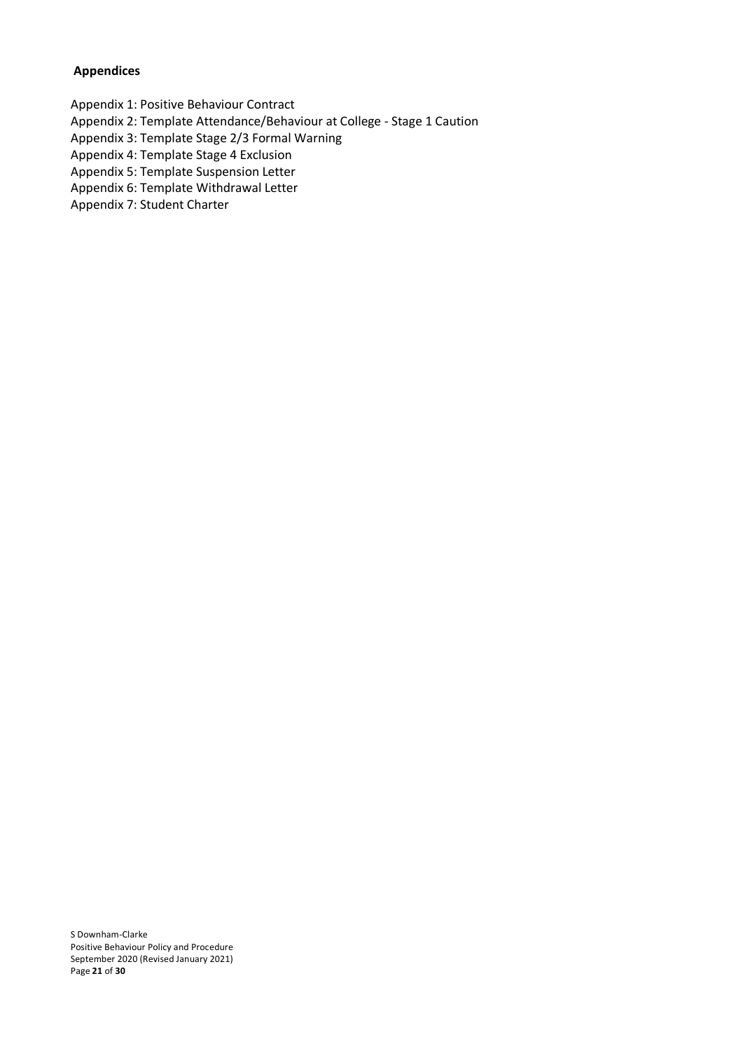## Appendices

Appendix 1: Positive Behaviour Contract
Appendix 2: Template Attendance/Behaviour at College - Stage 1 Caution
Appendix 3: Template Stage 2/3 Formal Warning
Appendix 4: Template Stage 4 Exclusion
Appendix 5: Template Suspension Letter
Appendix 6: Template Withdrawal Letter
Appendix 7: Student Charter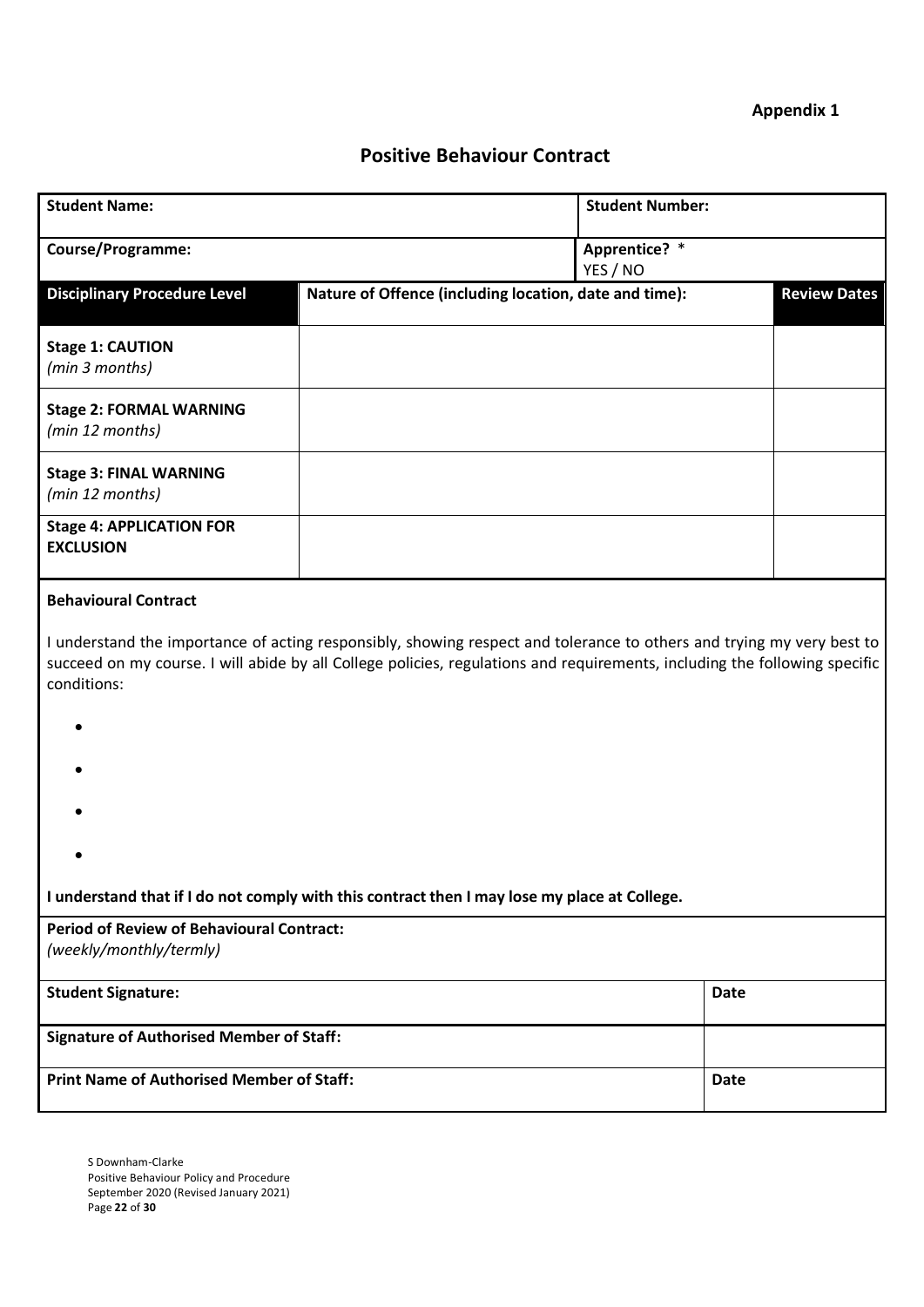**Appendix 1**

## Positive Behaviour Contract

| | |
|---|---|
| **Student Name:** | **Student Number:** |
| **Course/Programme:** | **Apprentice?** * YES / NO |

| **Disciplinary Procedure Level** | **Nature of Offence (including location, date and time):** | **Review Dates** |
|---|---|---|
| **Stage 1: CAUTION** *(min 3 months)* | | |
| **Stage 2: FORMAL WARNING** *(min 12 months)* | | |
| **Stage 3: FINAL WARNING** *(min 12 months)* | | |
| **Stage 4: APPLICATION FOR EXCLUSION** | | |

**Behavioural Contract**

I understand the importance of acting responsibly, showing respect and tolerance to others and trying my very best to succeed on my course. I will abide by all College policies, regulations and requirements, including the following specific conditions:

- 
- 
- 
- 

**I understand that if I do not comply with this contract then I may lose my place at College.**

**Period of Review of Behavioural Contract:**
*(weekly/monthly/termly)*

| | |
|---|---|
| **Student Signature:** | **Date** |
| **Signature of Authorised Member of Staff:** | |
| **Print Name of Authorised Member of Staff:** | **Date** |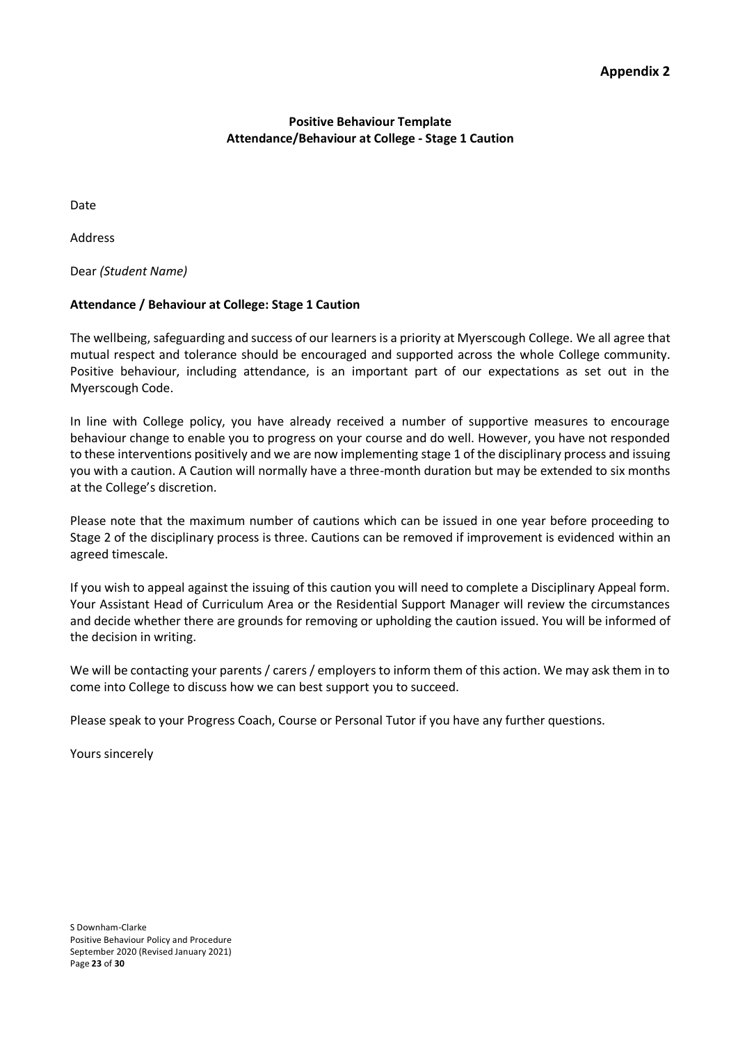**Appendix 2**

**Positive Behaviour Template**
**Attendance/Behaviour at College - Stage 1 Caution**

Date

Address

Dear *(Student Name)*

**Attendance / Behaviour at College: Stage 1 Caution**

The wellbeing, safeguarding and success of our learners is a priority at Myerscough College. We all agree that mutual respect and tolerance should be encouraged and supported across the whole College community. Positive behaviour, including attendance, is an important part of our expectations as set out in the Myerscough Code.

In line with College policy, you have already received a number of supportive measures to encourage behaviour change to enable you to progress on your course and do well. However, you have not responded to these interventions positively and we are now implementing stage 1 of the disciplinary process and issuing you with a caution. A Caution will normally have a three-month duration but may be extended to six months at the College's discretion.

Please note that the maximum number of cautions which can be issued in one year before proceeding to Stage 2 of the disciplinary process is three. Cautions can be removed if improvement is evidenced within an agreed timescale.

If you wish to appeal against the issuing of this caution you will need to complete a Disciplinary Appeal form. Your Assistant Head of Curriculum Area or the Residential Support Manager will review the circumstances and decide whether there are grounds for removing or upholding the caution issued. You will be informed of the decision in writing.

We will be contacting your parents / carers / employers to inform them of this action. We may ask them in to come into College to discuss how we can best support you to succeed.

Please speak to your Progress Coach, Course or Personal Tutor if you have any further questions.

Yours sincerely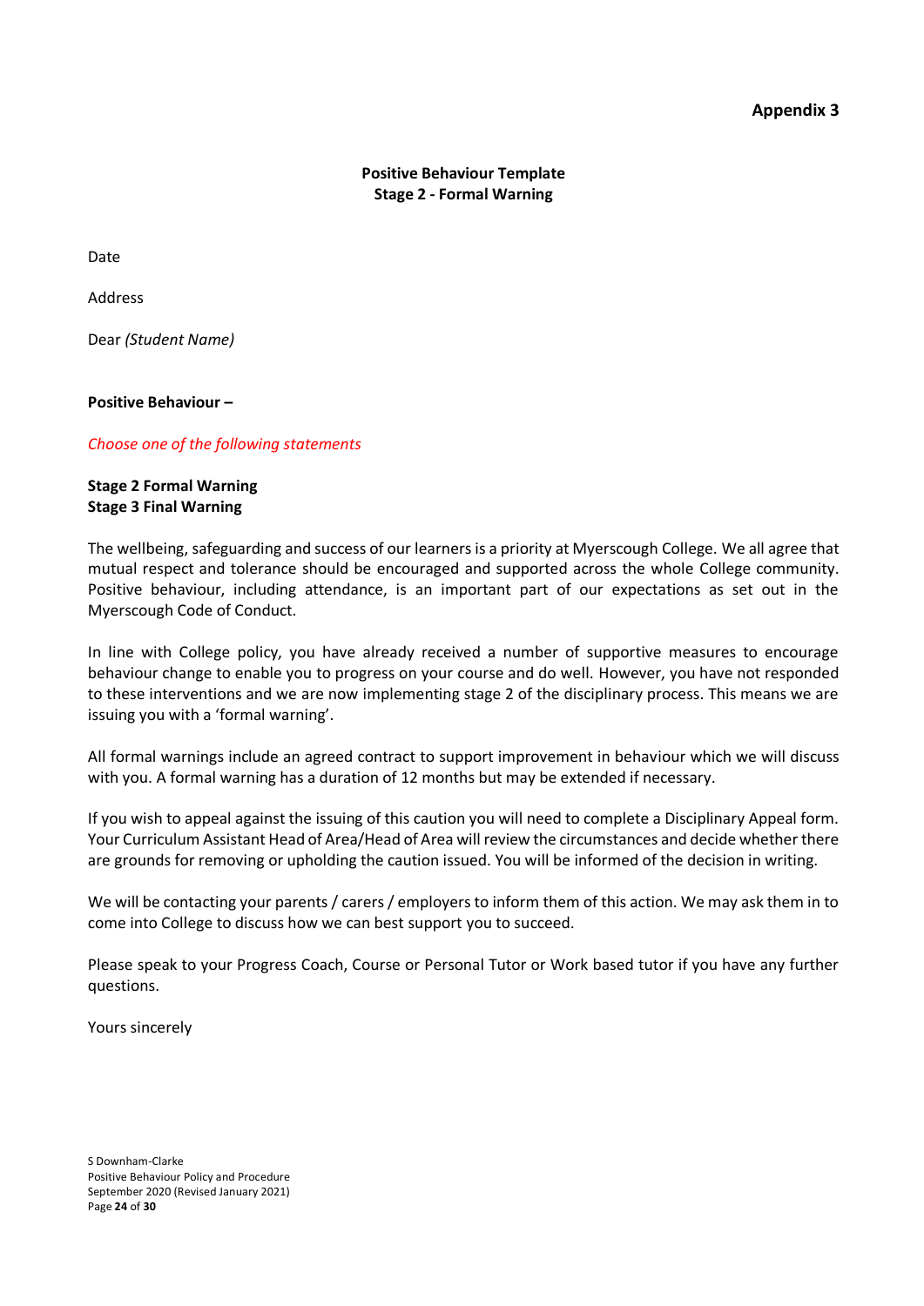**Appendix 3**

**Positive Behaviour Template**
**Stage 2 - Formal Warning**

Date

Address

Dear *(Student Name)*

**Positive Behaviour –**

*Choose one of the following statements*

**Stage 2 Formal Warning**
**Stage 3 Final Warning**

The wellbeing, safeguarding and success of our learners is a priority at Myerscough College. We all agree that mutual respect and tolerance should be encouraged and supported across the whole College community. Positive behaviour, including attendance, is an important part of our expectations as set out in the Myerscough Code of Conduct.

In line with College policy, you have already received a number of supportive measures to encourage behaviour change to enable you to progress on your course and do well. However, you have not responded to these interventions and we are now implementing stage 2 of the disciplinary process. This means we are issuing you with a 'formal warning'.

All formal warnings include an agreed contract to support improvement in behaviour which we will discuss with you. A formal warning has a duration of 12 months but may be extended if necessary.

If you wish to appeal against the issuing of this caution you will need to complete a Disciplinary Appeal form. Your Curriculum Assistant Head of Area/Head of Area will review the circumstances and decide whether there are grounds for removing or upholding the caution issued. You will be informed of the decision in writing.

We will be contacting your parents / carers / employers to inform them of this action. We may ask them in to come into College to discuss how we can best support you to succeed.

Please speak to your Progress Coach, Course or Personal Tutor or Work based tutor if you have any further questions.

Yours sincerely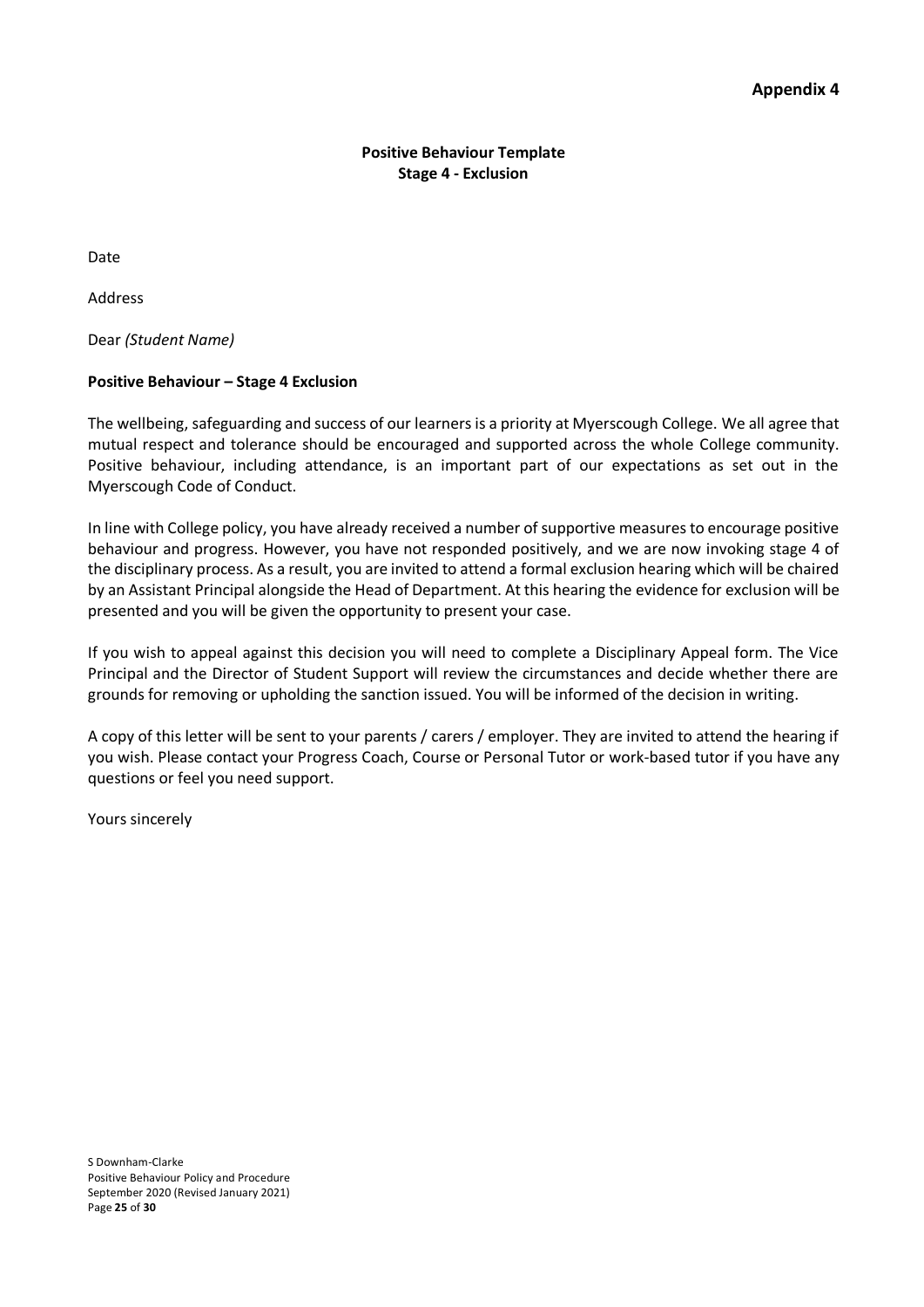**Appendix 4**

## Positive Behaviour Template
### Stage 4 - Exclusion

Date

Address

Dear *(Student Name)*

**Positive Behaviour – Stage 4 Exclusion**

The wellbeing, safeguarding and success of our learners is a priority at Myerscough College. We all agree that mutual respect and tolerance should be encouraged and supported across the whole College community. Positive behaviour, including attendance, is an important part of our expectations as set out in the Myerscough Code of Conduct.

In line with College policy, you have already received a number of supportive measures to encourage positive behaviour and progress. However, you have not responded positively, and we are now invoking stage 4 of the disciplinary process. As a result, you are invited to attend a formal exclusion hearing which will be chaired by an Assistant Principal alongside the Head of Department. At this hearing the evidence for exclusion will be presented and you will be given the opportunity to present your case.

If you wish to appeal against this decision you will need to complete a Disciplinary Appeal form. The Vice Principal and the Director of Student Support will review the circumstances and decide whether there are grounds for removing or upholding the sanction issued. You will be informed of the decision in writing.

A copy of this letter will be sent to your parents / carers / employer. They are invited to attend the hearing if you wish. Please contact your Progress Coach, Course or Personal Tutor or work-based tutor if you have any questions or feel you need support.

Yours sincerely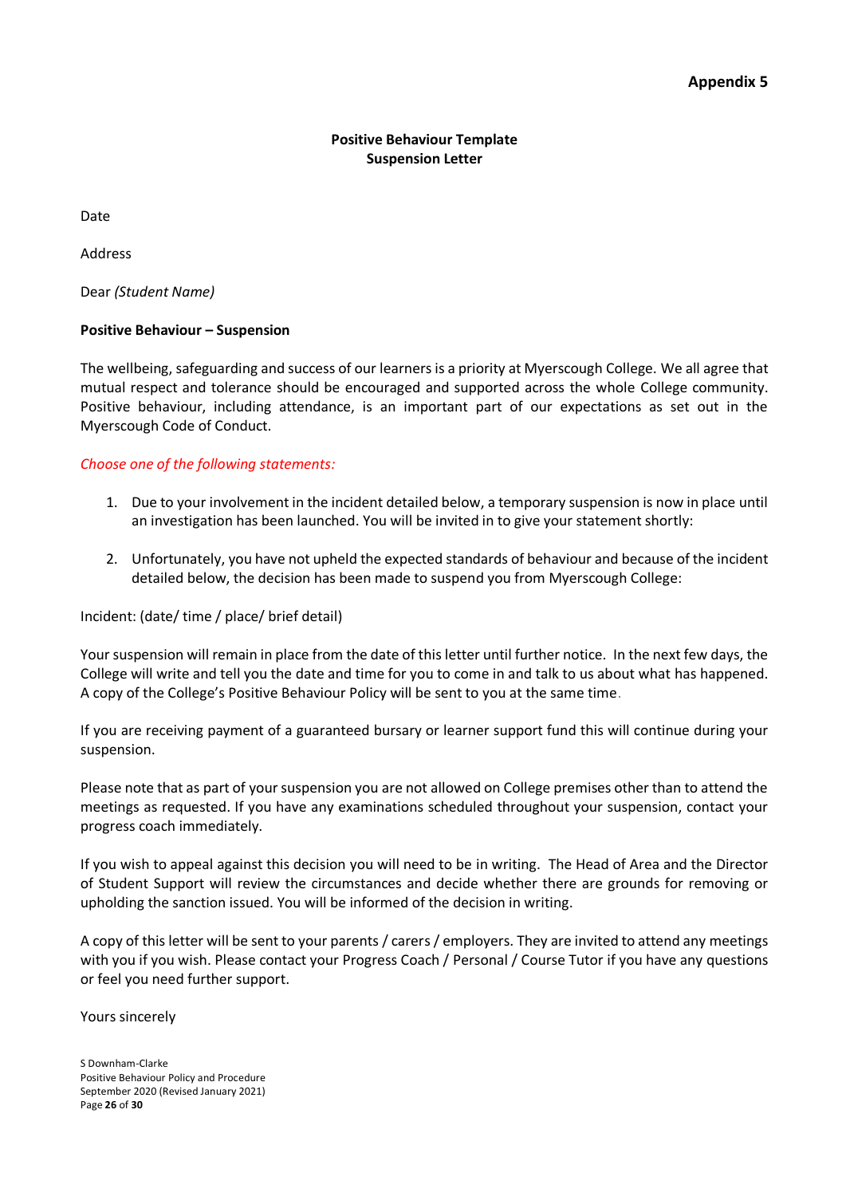**Appendix 5**

**Positive Behaviour Template**
**Suspension Letter**

Date

Address

Dear *(Student Name)*

**Positive Behaviour – Suspension**

The wellbeing, safeguarding and success of our learners is a priority at Myerscough College. We all agree that mutual respect and tolerance should be encouraged and supported across the whole College community. Positive behaviour, including attendance, is an important part of our expectations as set out in the Myerscough Code of Conduct.

*Choose one of the following statements:*

1. Due to your involvement in the incident detailed below, a temporary suspension is now in place until an investigation has been launched. You will be invited in to give your statement shortly:

2. Unfortunately, you have not upheld the expected standards of behaviour and because of the incident detailed below, the decision has been made to suspend you from Myerscough College:

Incident: (date/ time / place/ brief detail)

Your suspension will remain in place from the date of this letter until further notice. In the next few days, the College will write and tell you the date and time for you to come in and talk to us about what has happened. A copy of the College's Positive Behaviour Policy will be sent to you at the same time.

If you are receiving payment of a guaranteed bursary or learner support fund this will continue during your suspension.

Please note that as part of your suspension you are not allowed on College premises other than to attend the meetings as requested. If you have any examinations scheduled throughout your suspension, contact your progress coach immediately.

If you wish to appeal against this decision you will need to be in writing. The Head of Area and the Director of Student Support will review the circumstances and decide whether there are grounds for removing or upholding the sanction issued. You will be informed of the decision in writing.

A copy of this letter will be sent to your parents / carers / employers. They are invited to attend any meetings with you if you wish. Please contact your Progress Coach / Personal / Course Tutor if you have any questions or feel you need further support.

Yours sincerely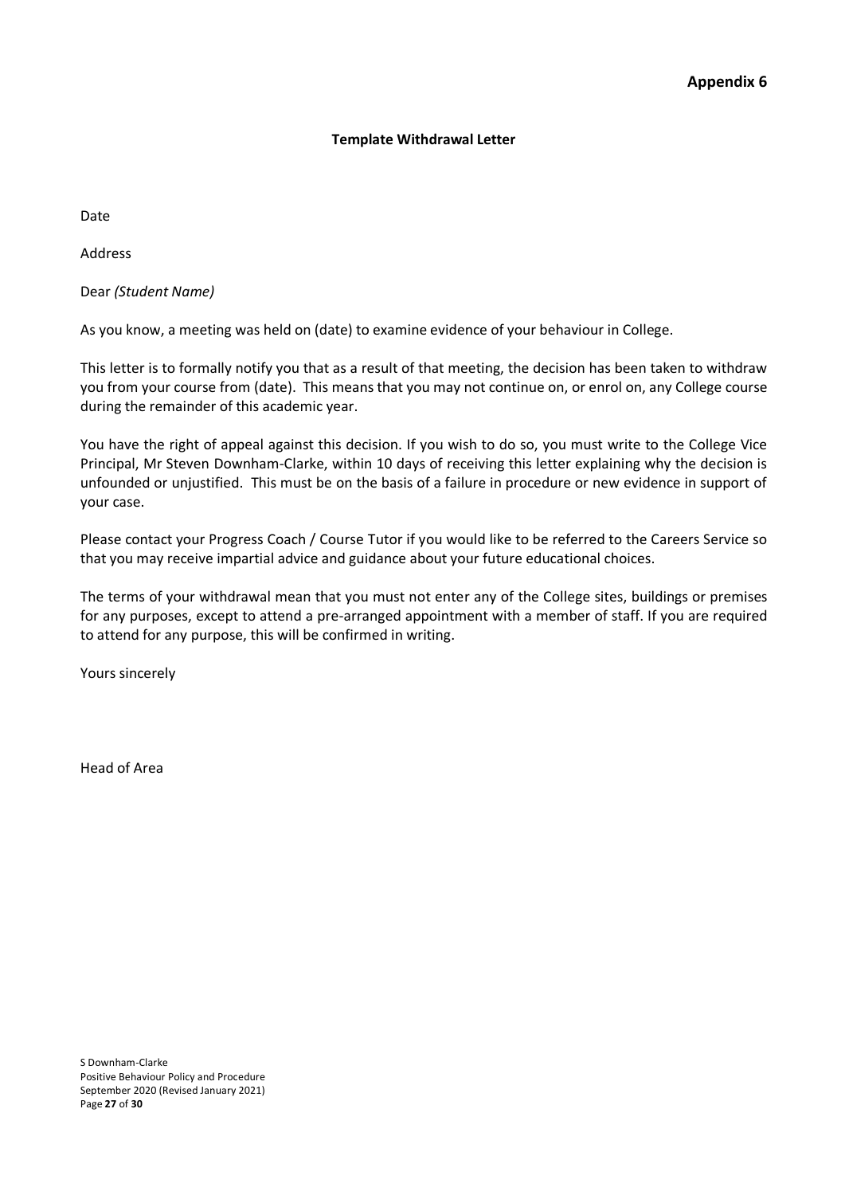**Appendix 6**

**Template Withdrawal Letter**

Date

Address

Dear *(Student Name)*

As you know, a meeting was held on (date) to examine evidence of your behaviour in College.

This letter is to formally notify you that as a result of that meeting, the decision has been taken to withdraw you from your course from (date). This means that you may not continue on, or enrol on, any College course during the remainder of this academic year.

You have the right of appeal against this decision. If you wish to do so, you must write to the College Vice Principal, Mr Steven Downham-Clarke, within 10 days of receiving this letter explaining why the decision is unfounded or unjustified. This must be on the basis of a failure in procedure or new evidence in support of your case.

Please contact your Progress Coach / Course Tutor if you would like to be referred to the Careers Service so that you may receive impartial advice and guidance about your future educational choices.

The terms of your withdrawal mean that you must not enter any of the College sites, buildings or premises for any purposes, except to attend a pre-arranged appointment with a member of staff. If you are required to attend for any purpose, this will be confirmed in writing.

Yours sincerely

Head of Area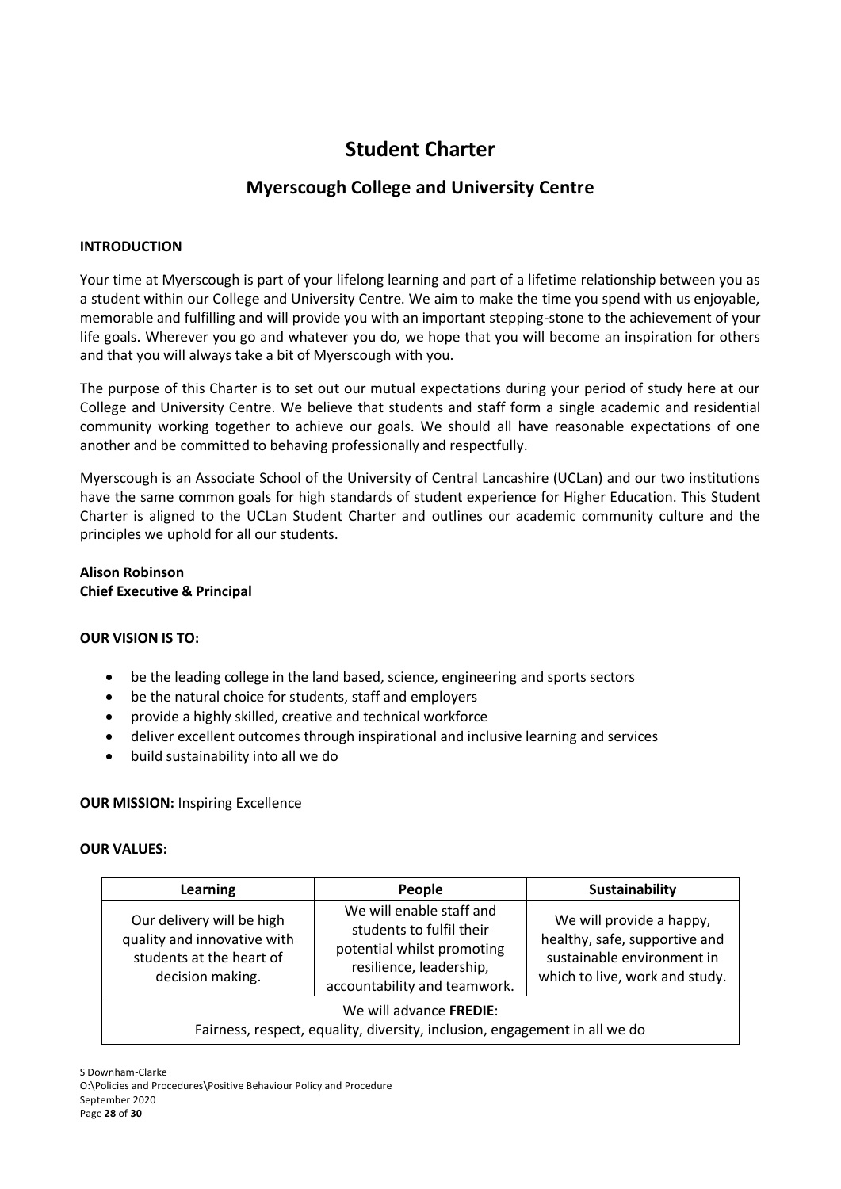# Student Charter

## Myerscough College and University Centre

**INTRODUCTION**

Your time at Myerscough is part of your lifelong learning and part of a lifetime relationship between you as a student within our College and University Centre. We aim to make the time you spend with us enjoyable, memorable and fulfilling and will provide you with an important stepping-stone to the achievement of your life goals. Wherever you go and whatever you do, we hope that you will become an inspiration for others and that you will always take a bit of Myerscough with you.

The purpose of this Charter is to set out our mutual expectations during your period of study here at our College and University Centre. We believe that students and staff form a single academic and residential community working together to achieve our goals. We should all have reasonable expectations of one another and be committed to behaving professionally and respectfully.

Myerscough is an Associate School of the University of Central Lancashire (UCLan) and our two institutions have the same common goals for high standards of student experience for Higher Education. This Student Charter is aligned to the UCLan Student Charter and outlines our academic community culture and the principles we uphold for all our students.

**Alison Robinson**
**Chief Executive & Principal**

**OUR VISION IS TO:**

- be the leading college in the land based, science, engineering and sports sectors
- be the natural choice for students, staff and employers
- provide a highly skilled, creative and technical workforce
- deliver excellent outcomes through inspirational and inclusive learning and services
- build sustainability into all we do

**OUR MISSION:** Inspiring Excellence

**OUR VALUES:**

| Learning | People | Sustainability |
|---|---|---|
| Our delivery will be high quality and innovative with students at the heart of decision making. | We will enable staff and students to fulfil their potential whilst promoting resilience, leadership, accountability and teamwork. | We will provide a happy, healthy, safe, supportive and sustainable environment in which to live, work and study. |
| We will advance **FREDIE**: Fairness, respect, equality, diversity, inclusion, engagement in all we do | | |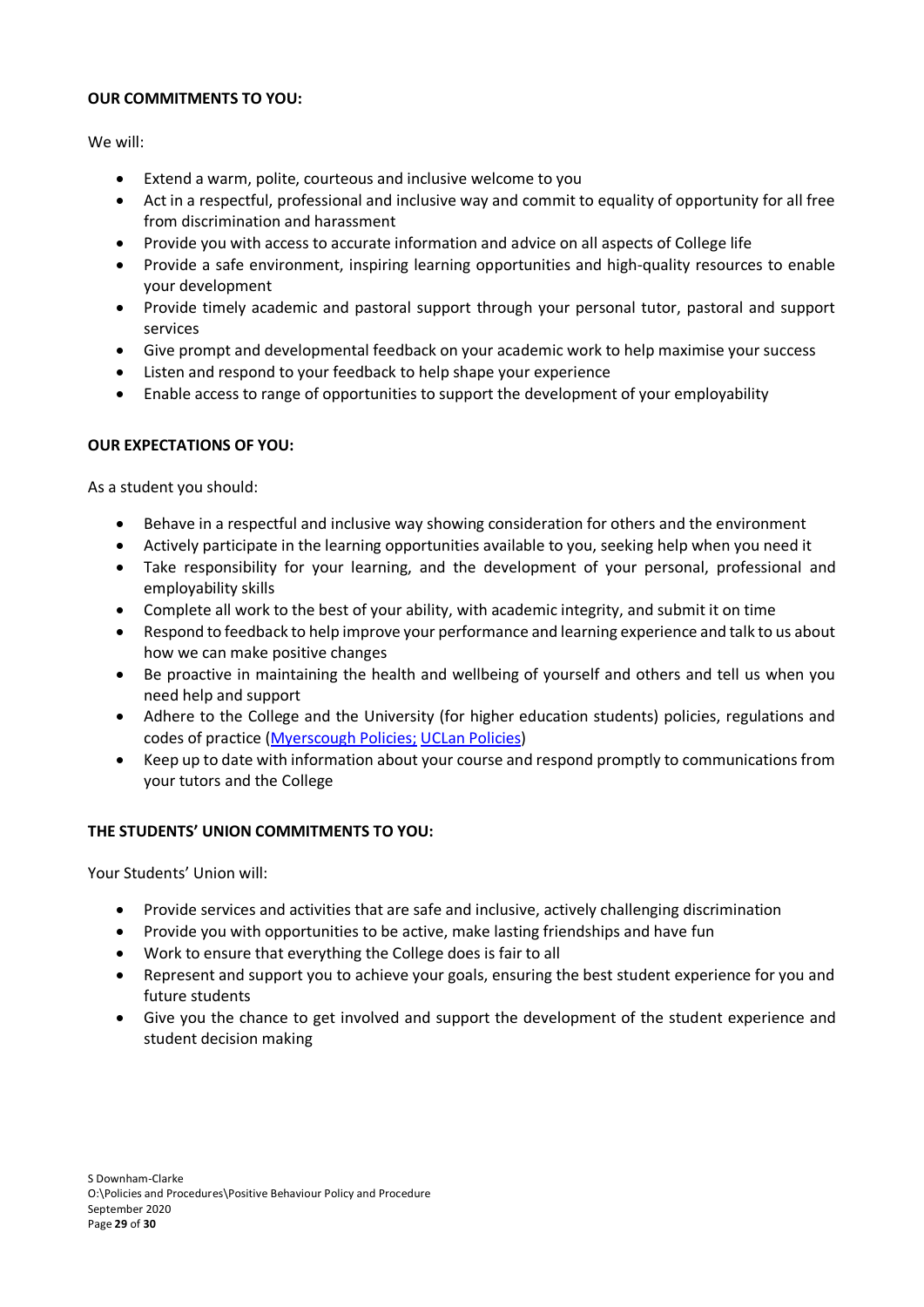**OUR COMMITMENTS TO YOU:**

We will:

- Extend a warm, polite, courteous and inclusive welcome to you
- Act in a respectful, professional and inclusive way and commit to equality of opportunity for all free from discrimination and harassment
- Provide you with access to accurate information and advice on all aspects of College life
- Provide a safe environment, inspiring learning opportunities and high-quality resources to enable your development
- Provide timely academic and pastoral support through your personal tutor, pastoral and support services
- Give prompt and developmental feedback on your academic work to help maximise your success
- Listen and respond to your feedback to help shape your experience
- Enable access to range of opportunities to support the development of your employability

**OUR EXPECTATIONS OF YOU:**

As a student you should:

- Behave in a respectful and inclusive way showing consideration for others and the environment
- Actively participate in the learning opportunities available to you, seeking help when you need it
- Take responsibility for your learning, and the development of your personal, professional and employability skills
- Complete all work to the best of your ability, with academic integrity, and submit it on time
- Respond to feedback to help improve your performance and learning experience and talk to us about how we can make positive changes
- Be proactive in maintaining the health and wellbeing of yourself and others and tell us when you need help and support
- Adhere to the College and the University (for higher education students) policies, regulations and codes of practice (Myerscough Policies; UCLan Policies)
- Keep up to date with information about your course and respond promptly to communications from your tutors and the College

**THE STUDENTS' UNION COMMITMENTS TO YOU:**

Your Students' Union will:

- Provide services and activities that are safe and inclusive, actively challenging discrimination
- Provide you with opportunities to be active, make lasting friendships and have fun
- Work to ensure that everything the College does is fair to all
- Represent and support you to achieve your goals, ensuring the best student experience for you and future students
- Give you the chance to get involved and support the development of the student experience and student decision making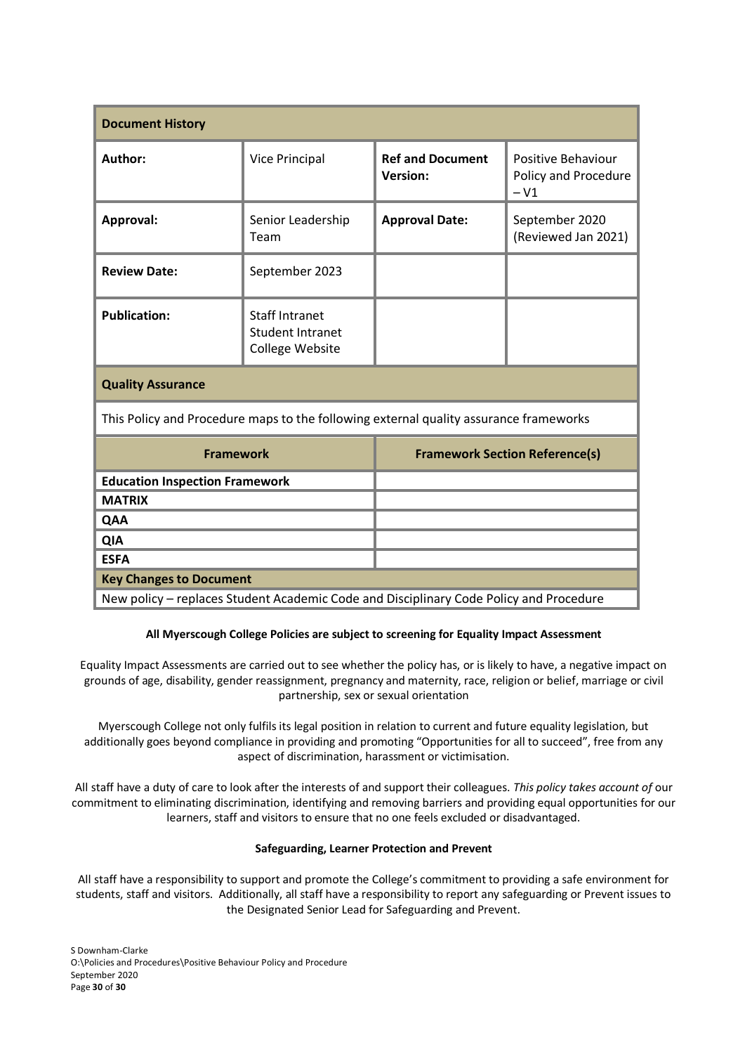| **Document History** | | | |
|---|---|---|---|
| **Author:** | Vice Principal | **Ref and Document Version:** | Positive Behaviour Policy and Procedure – V1 |
| **Approval:** | Senior Leadership Team | **Approval Date:** | September 2020 (Reviewed Jan 2021) |
| **Review Date:** | September 2023 | | |
| **Publication:** | Staff Intranet<br>Student Intranet<br>College Website | | |

**Quality Assurance**

This Policy and Procedure maps to the following external quality assurance frameworks

| Framework | Framework Section Reference(s) |
|---|---|
| **Education Inspection Framework** | |
| **MATRIX** | |
| **QAA** | |
| **QIA** | |
| **ESFA** | |

**Key Changes to Document**

New policy – replaces Student Academic Code and Disciplinary Code Policy and Procedure

**All Myerscough College Policies are subject to screening for Equality Impact Assessment**

Equality Impact Assessments are carried out to see whether the policy has, or is likely to have, a negative impact on grounds of age, disability, gender reassignment, pregnancy and maternity, race, religion or belief, marriage or civil partnership, sex or sexual orientation

Myerscough College not only fulfils its legal position in relation to current and future equality legislation, but additionally goes beyond compliance in providing and promoting "Opportunities for all to succeed", free from any aspect of discrimination, harassment or victimisation.

All staff have a duty of care to look after the interests of and support their colleagues. *This policy takes account of* our commitment to eliminating discrimination, identifying and removing barriers and providing equal opportunities for our learners, staff and visitors to ensure that no one feels excluded or disadvantaged.

**Safeguarding, Learner Protection and Prevent**

All staff have a responsibility to support and promote the College's commitment to providing a safe environment for students, staff and visitors. Additionally, all staff have a responsibility to report any safeguarding or Prevent issues to the Designated Senior Lead for Safeguarding and Prevent.